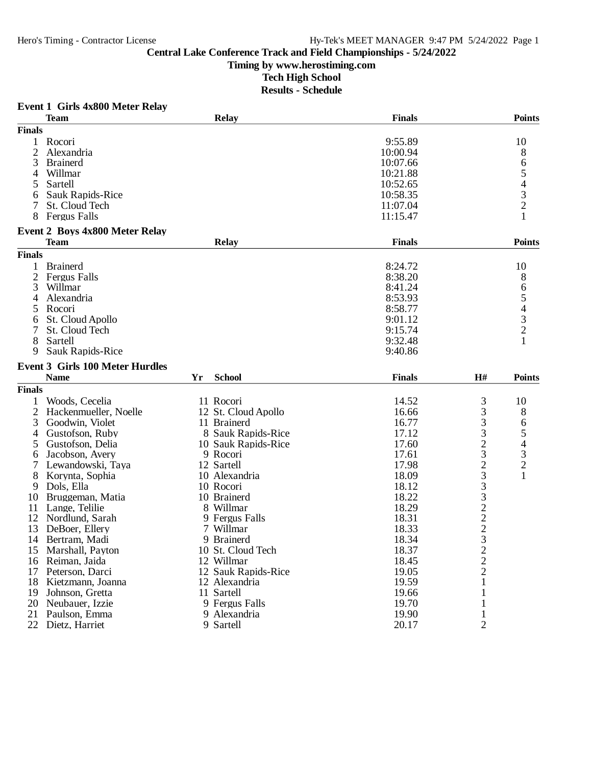# Central Lake Conference Track and Field Championships - 5/24/2022

**Timing by www.herostiming.com**

**Tech High School**

**Results - Schedule**

## Event 1 Girls 4x800 Meter Relay

| | Team | Relay | Finals | Points |
|---|---|---|---|---|
| **Finals** | | | | |
| 1 | Rocori | | 9:55.89 | 10 |
| 2 | Alexandria | | 10:00.94 | 8 |
| 3 | Brainerd | | 10:07.66 | 6 |
| 4 | Willmar | | 10:21.88 | 5 |
| 5 | Sartell | | 10:52.65 | 4 |
| 6 | Sauk Rapids-Rice | | 10:58.35 | 3 |
| 7 | St. Cloud Tech | | 11:07.04 | 2 |
| 8 | Fergus Falls | | 11:15.47 | 1 |

## Event 2 Boys 4x800 Meter Relay

| | Team | Relay | Finals | Points |
|---|---|---|---|---|
| **Finals** | | | | |
| 1 | Brainerd | | 8:24.72 | 10 |
| 2 | Fergus Falls | | 8:38.20 | 8 |
| 3 | Willmar | | 8:41.24 | 6 |
| 4 | Alexandria | | 8:53.93 | 5 |
| 5 | Rocori | | 8:58.77 | 4 |
| 6 | St. Cloud Apollo | | 9:01.12 | 3 |
| 7 | St. Cloud Tech | | 9:15.74 | 2 |
| 8 | Sartell | | 9:32.48 | 1 |
| 9 | Sauk Rapids-Rice | | 9:40.86 | |

## Event 3 Girls 100 Meter Hurdles

| | Name | Yr | School | Finals | H# | Points |
|---|---|---|---|---|---|---|
| **Finals** | | | | | | |
| 1 | Woods, Cecelia | 11 | Rocori | 14.52 | 3 | 10 |
| 2 | Hackenmueller, Noelle | 12 | St. Cloud Apollo | 16.66 | 3 | 8 |
| 3 | Goodwin, Violet | 11 | Brainerd | 16.77 | 3 | 6 |
| 4 | Gustofson, Ruby | 8 | Sauk Rapids-Rice | 17.12 | 3 | 5 |
| 5 | Gustofson, Delia | 10 | Sauk Rapids-Rice | 17.60 | 2 | 4 |
| 6 | Jacobson, Avery | 9 | Rocori | 17.61 | 3 | 3 |
| 7 | Lewandowski, Taya | 12 | Sartell | 17.98 | 2 | 2 |
| 8 | Korynta, Sophia | 10 | Alexandria | 18.09 | 3 | 1 |
| 9 | Dols, Ella | 10 | Rocori | 18.12 | 3 | |
| 10 | Bruggeman, Matia | 10 | Brainerd | 18.22 | 3 | |
| 11 | Lange, Telilie | 8 | Willmar | 18.29 | 2 | |
| 12 | Nordlund, Sarah | 9 | Fergus Falls | 18.31 | 2 | |
| 13 | DeBoer, Ellery | 7 | Willmar | 18.33 | 2 | |
| 14 | Bertram, Madi | 9 | Brainerd | 18.34 | 3 | |
| 15 | Marshall, Payton | 10 | St. Cloud Tech | 18.37 | 2 | |
| 16 | Reiman, Jaida | 12 | Willmar | 18.45 | 2 | |
| 17 | Peterson, Darci | 12 | Sauk Rapids-Rice | 19.05 | 2 | |
| 18 | Kietzmann, Joanna | 12 | Alexandria | 19.59 | 1 | |
| 19 | Johnson, Gretta | 11 | Sartell | 19.66 | 1 | |
| 20 | Neubauer, Izzie | 9 | Fergus Falls | 19.70 | 1 | |
| 21 | Paulson, Emma | 9 | Alexandria | 19.90 | 1 | |
| 22 | Dietz, Harriet | 9 | Sartell | 20.17 | 2 | |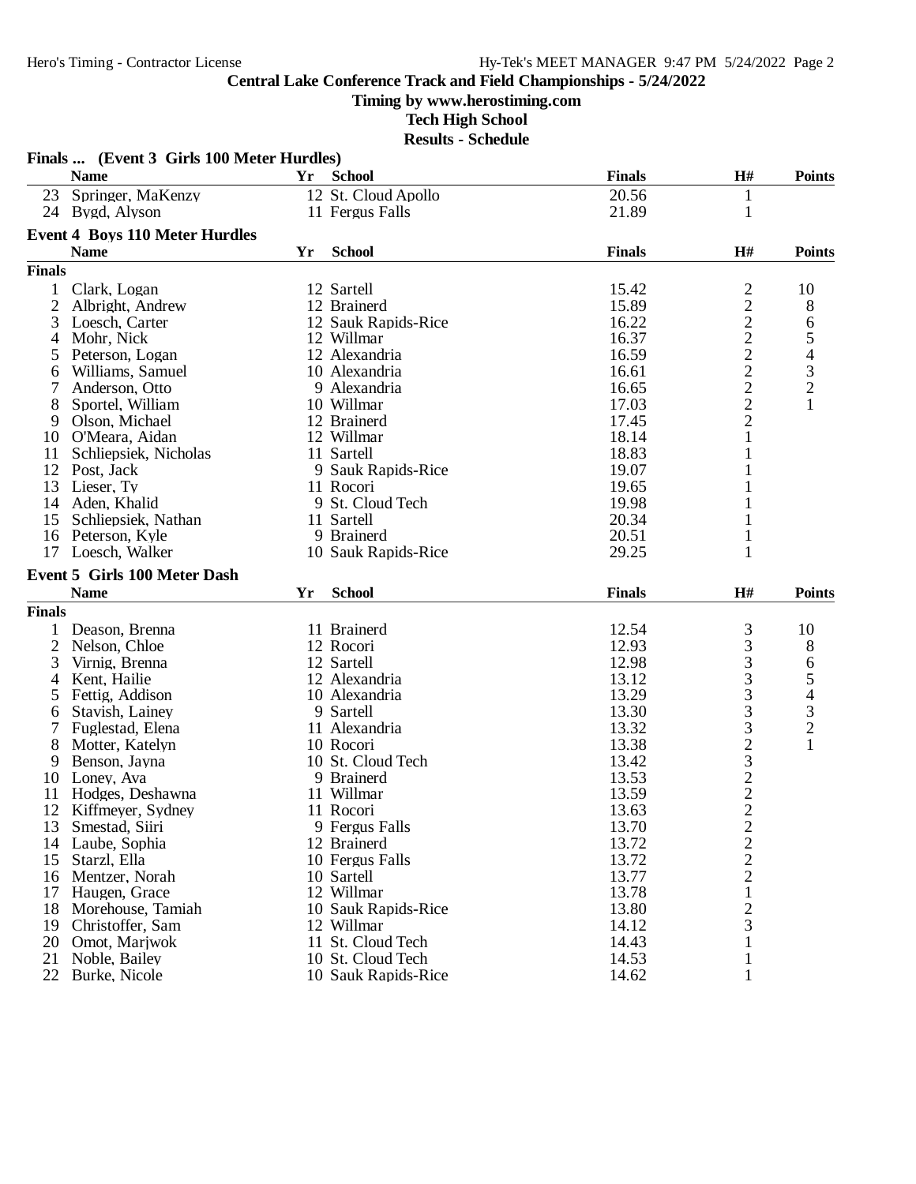**Central Lake Conference Track and Field Championships - 5/24/2022**

**Timing by www.herostiming.com**

**Tech High School**

**Results - Schedule**

### Finals ... (Event 3 Girls 100 Meter Hurdles)

| | Name | Yr | School | Finals | H# | Points |
|---|---|---|---|---|---|---|
| 23 | Springer, MaKenzy | 12 | St. Cloud Apollo | 20.56 | 1 | |
| 24 | Bygd, Alyson | 11 | Fergus Falls | 21.89 | 1 | |

### Event 4 Boys 110 Meter Hurdles

**Finals**

| | Name | Yr | School | Finals | H# | Points |
|---|---|---|---|---|---|---|
| 1 | Clark, Logan | 12 | Sartell | 15.42 | 2 | 10 |
| 2 | Albright, Andrew | 12 | Brainerd | 15.89 | 2 | 8 |
| 3 | Loesch, Carter | 12 | Sauk Rapids-Rice | 16.22 | 2 | 6 |
| 4 | Mohr, Nick | 12 | Willmar | 16.37 | 2 | 5 |
| 5 | Peterson, Logan | 12 | Alexandria | 16.59 | 2 | 4 |
| 6 | Williams, Samuel | 10 | Alexandria | 16.61 | 2 | 3 |
| 7 | Anderson, Otto | 9 | Alexandria | 16.65 | 2 | 2 |
| 8 | Sportel, William | 10 | Willmar | 17.03 | 2 | 1 |
| 9 | Olson, Michael | 12 | Brainerd | 17.45 | 2 | |
| 10 | O'Meara, Aidan | 12 | Willmar | 18.14 | 1 | |
| 11 | Schliepsiek, Nicholas | 11 | Sartell | 18.83 | 1 | |
| 12 | Post, Jack | 9 | Sauk Rapids-Rice | 19.07 | 1 | |
| 13 | Lieser, Ty | 11 | Rocori | 19.65 | 1 | |
| 14 | Aden, Khalid | 9 | St. Cloud Tech | 19.98 | 1 | |
| 15 | Schliepsiek, Nathan | 11 | Sartell | 20.34 | 1 | |
| 16 | Peterson, Kyle | 9 | Brainerd | 20.51 | 1 | |
| 17 | Loesch, Walker | 10 | Sauk Rapids-Rice | 29.25 | 1 | |

### Event 5 Girls 100 Meter Dash

**Finals**

| | Name | Yr | School | Finals | H# | Points |
|---|---|---|---|---|---|---|
| 1 | Deason, Brenna | 11 | Brainerd | 12.54 | 3 | 10 |
| 2 | Nelson, Chloe | 12 | Rocori | 12.93 | 3 | 8 |
| 3 | Virnig, Brenna | 12 | Sartell | 12.98 | 3 | 6 |
| 4 | Kent, Hailie | 12 | Alexandria | 13.12 | 3 | 5 |
| 5 | Fettig, Addison | 10 | Alexandria | 13.29 | 3 | 4 |
| 6 | Stavish, Lainey | 9 | Sartell | 13.30 | 3 | 3 |
| 7 | Fuglestad, Elena | 11 | Alexandria | 13.32 | 3 | 2 |
| 8 | Motter, Katelyn | 10 | Rocori | 13.38 | 2 | 1 |
| 9 | Benson, Jayna | 10 | St. Cloud Tech | 13.42 | 3 | |
| 10 | Loney, Ava | 9 | Brainerd | 13.53 | 2 | |
| 11 | Hodges, Deshawna | 11 | Willmar | 13.59 | 2 | |
| 12 | Kiffmeyer, Sydney | 11 | Rocori | 13.63 | 2 | |
| 13 | Smestad, Siiri | 9 | Fergus Falls | 13.70 | 2 | |
| 14 | Laube, Sophia | 12 | Brainerd | 13.72 | 2 | |
| 15 | Starzl, Ella | 10 | Fergus Falls | 13.72 | 2 | |
| 16 | Mentzer, Norah | 10 | Sartell | 13.77 | 2 | |
| 17 | Haugen, Grace | 12 | Willmar | 13.78 | 1 | |
| 18 | Morehouse, Tamiah | 10 | Sauk Rapids-Rice | 13.80 | 2 | |
| 19 | Christoffer, Sam | 12 | Willmar | 14.12 | 3 | |
| 20 | Omot, Marjwok | 11 | St. Cloud Tech | 14.43 | 1 | |
| 21 | Noble, Bailey | 10 | St. Cloud Tech | 14.53 | 1 | |
| 22 | Burke, Nicole | 10 | Sauk Rapids-Rice | 14.62 | 1 | |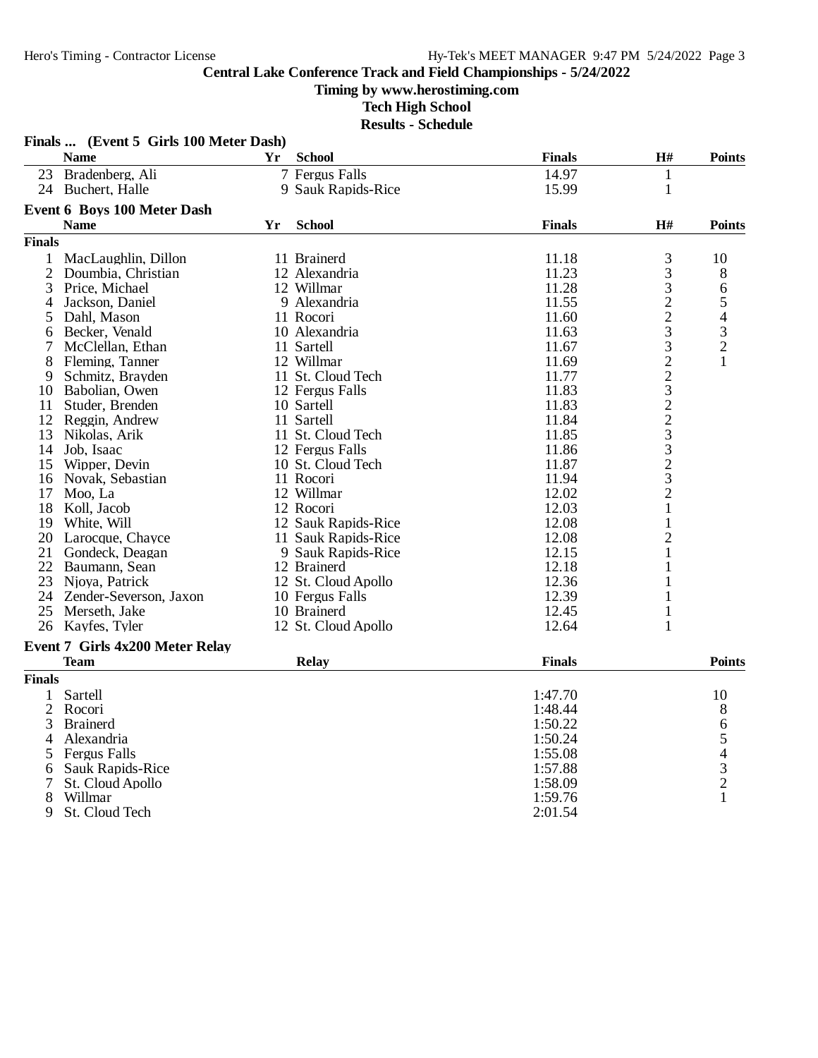# Central Lake Conference Track and Field Championships - 5/24/2022

**Timing by www.herostiming.com**

**Tech High School**

**Results - Schedule**

## Finals ... (Event 5 Girls 100 Meter Dash)

| | Name | Yr | School | Finals | H# | Points |
|---|---|---|---|---|---|---|
| 23 | Bradenberg, Ali | 7 | Fergus Falls | 14.97 | 1 | |
| 24 | Buchert, Halle | 9 | Sauk Rapids-Rice | 15.99 | 1 | |

## Event 6 Boys 100 Meter Dash

| | Name | Yr | School | Finals | H# | Points |
|---|---|---|---|---|---|---|
| **Finals** | | | | | | |
| 1 | MacLaughlin, Dillon | 11 | Brainerd | 11.18 | 3 | 10 |
| 2 | Doumbia, Christian | 12 | Alexandria | 11.23 | 3 | 8 |
| 3 | Price, Michael | 12 | Willmar | 11.28 | 3 | 6 |
| 4 | Jackson, Daniel | 9 | Alexandria | 11.55 | 2 | 5 |
| 5 | Dahl, Mason | 11 | Rocori | 11.60 | 2 | 4 |
| 6 | Becker, Venald | 10 | Alexandria | 11.63 | 3 | 3 |
| 7 | McClellan, Ethan | 11 | Sartell | 11.67 | 3 | 2 |
| 8 | Fleming, Tanner | 12 | Willmar | 11.69 | 2 | 1 |
| 9 | Schmitz, Brayden | 11 | St. Cloud Tech | 11.77 | 2 | |
| 10 | Babolian, Owen | 12 | Fergus Falls | 11.83 | 3 | |
| 11 | Studer, Brenden | 10 | Sartell | 11.83 | 2 | |
| 12 | Reggin, Andrew | 11 | Sartell | 11.84 | 2 | |
| 13 | Nikolas, Arik | 11 | St. Cloud Tech | 11.85 | 3 | |
| 14 | Job, Isaac | 12 | Fergus Falls | 11.86 | 3 | |
| 15 | Wipper, Devin | 10 | St. Cloud Tech | 11.87 | 2 | |
| 16 | Novak, Sebastian | 11 | Rocori | 11.94 | 3 | |
| 17 | Moo, La | 12 | Willmar | 12.02 | 2 | |
| 18 | Koll, Jacob | 12 | Rocori | 12.03 | 1 | |
| 19 | White, Will | 12 | Sauk Rapids-Rice | 12.08 | 1 | |
| 20 | Larocque, Chayce | 11 | Sauk Rapids-Rice | 12.08 | 2 | |
| 21 | Gondeck, Deagan | 9 | Sauk Rapids-Rice | 12.15 | 1 | |
| 22 | Baumann, Sean | 12 | Brainerd | 12.18 | 1 | |
| 23 | Njoya, Patrick | 12 | St. Cloud Apollo | 12.36 | 1 | |
| 24 | Zender-Severson, Jaxon | 10 | Fergus Falls | 12.39 | 1 | |
| 25 | Merseth, Jake | 10 | Brainerd | 12.45 | 1 | |
| 26 | Kayfes, Tyler | 12 | St. Cloud Apollo | 12.64 | 1 | |

## Event 7 Girls 4x200 Meter Relay

| | Team | Relay | Finals | Points |
|---|---|---|---|---|
| **Finals** | | | | |
| 1 | Sartell | | 1:47.70 | 10 |
| 2 | Rocori | | 1:48.44 | 8 |
| 3 | Brainerd | | 1:50.22 | 6 |
| 4 | Alexandria | | 1:50.24 | 5 |
| 5 | Fergus Falls | | 1:55.08 | 4 |
| 6 | Sauk Rapids-Rice | | 1:57.88 | 3 |
| 7 | St. Cloud Apollo | | 1:58.09 | 2 |
| 8 | Willmar | | 1:59.76 | 1 |
| 9 | St. Cloud Tech | | 2:01.54 | |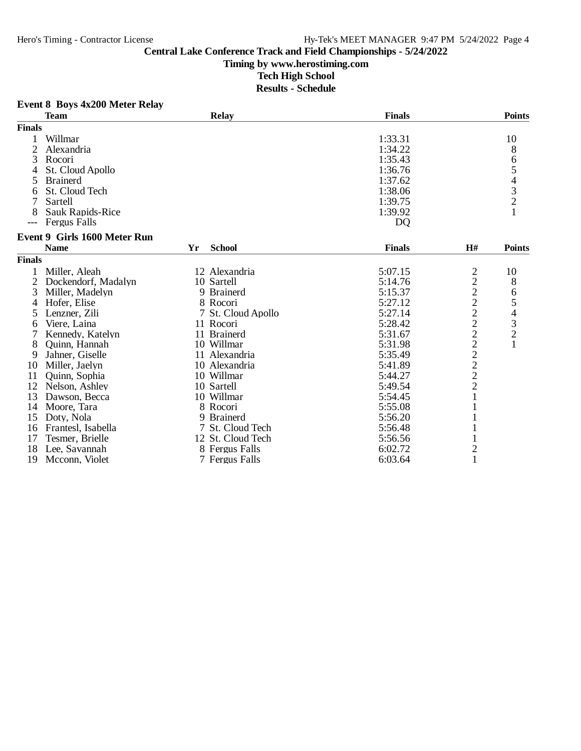## Central Lake Conference Track and Field Championships - 5/24/2022

**Timing by www.herostiming.com**

**Tech High School**

**Results - Schedule**

### Event 8 Boys 4x200 Meter Relay

| | Team | Relay | Finals | Points |
|---|---|---|---|---|
| **Finals** | | | | |
| 1 | Willmar | | 1:33.31 | 10 |
| 2 | Alexandria | | 1:34.22 | 8 |
| 3 | Rocori | | 1:35.43 | 6 |
| 4 | St. Cloud Apollo | | 1:36.76 | 5 |
| 5 | Brainerd | | 1:37.62 | 4 |
| 6 | St. Cloud Tech | | 1:38.06 | 3 |
| 7 | Sartell | | 1:39.75 | 2 |
| 8 | Sauk Rapids-Rice | | 1:39.92 | 1 |
| --- | Fergus Falls | | DQ | |

### Event 9 Girls 1600 Meter Run

| | Name | Yr | School | Finals | H# | Points |
|---|---|---|---|---|---|---|
| **Finals** | | | | | | |
| 1 | Miller, Aleah | 12 | Alexandria | 5:07.15 | 2 | 10 |
| 2 | Dockendorf, Madalyn | 10 | Sartell | 5:14.76 | 2 | 8 |
| 3 | Miller, Madelyn | 9 | Brainerd | 5:15.37 | 2 | 6 |
| 4 | Hofer, Elise | 8 | Rocori | 5:27.12 | 2 | 5 |
| 5 | Lenzner, Zili | 7 | St. Cloud Apollo | 5:27.14 | 2 | 4 |
| 6 | Viere, Laina | 11 | Rocori | 5:28.42 | 2 | 3 |
| 7 | Kennedy, Katelyn | 11 | Brainerd | 5:31.67 | 2 | 2 |
| 8 | Quinn, Hannah | 10 | Willmar | 5:31.98 | 2 | 1 |
| 9 | Jahner, Giselle | 11 | Alexandria | 5:35.49 | 2 | |
| 10 | Miller, Jaelyn | 10 | Alexandria | 5:41.89 | 2 | |
| 11 | Quinn, Sophia | 10 | Willmar | 5:44.27 | 2 | |
| 12 | Nelson, Ashley | 10 | Sartell | 5:49.54 | 2 | |
| 13 | Dawson, Becca | 10 | Willmar | 5:54.45 | 1 | |
| 14 | Moore, Tara | 8 | Rocori | 5:55.08 | 1 | |
| 15 | Doty, Nola | 9 | Brainerd | 5:56.20 | 1 | |
| 16 | Frantesl, Isabella | 7 | St. Cloud Tech | 5:56.48 | 1 | |
| 17 | Tesmer, Brielle | 12 | St. Cloud Tech | 5:56.56 | 1 | |
| 18 | Lee, Savannah | 8 | Fergus Falls | 6:02.72 | 2 | |
| 19 | Mcconn, Violet | 7 | Fergus Falls | 6:03.64 | 1 | |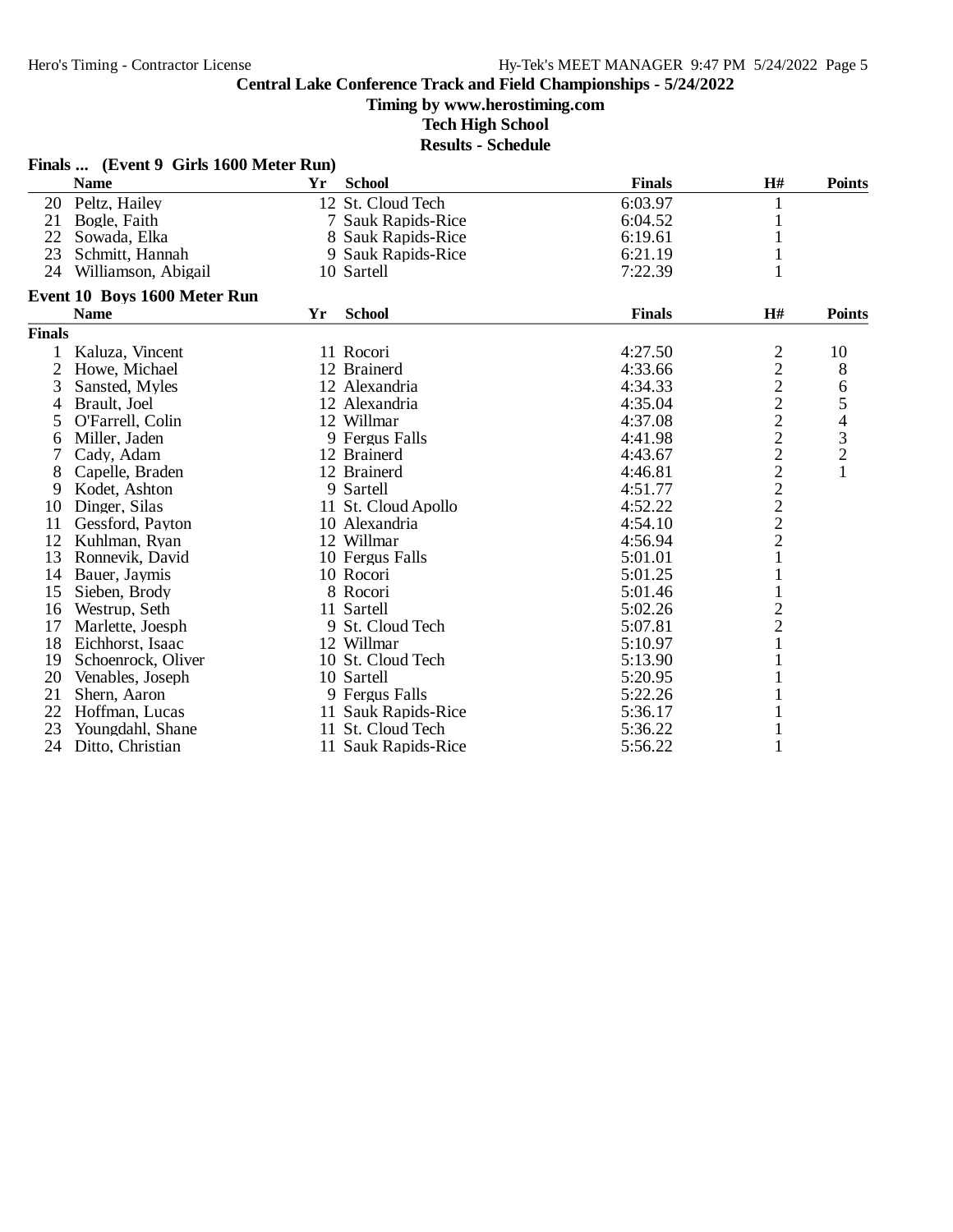## Central Lake Conference Track and Field Championships - 5/24/2022

**Timing by www.herostiming.com**

**Tech High School**

**Results - Schedule**

### Finals ... (Event 9 Girls 1600 Meter Run)

| | Name | Yr | School | Finals | H# | Points |
|---|---|---|---|---|---|---|
| 20 | Peltz, Hailey | 12 | St. Cloud Tech | 6:03.97 | 1 | |
| 21 | Bogle, Faith | 7 | Sauk Rapids-Rice | 6:04.52 | 1 | |
| 22 | Sowada, Elka | 8 | Sauk Rapids-Rice | 6:19.61 | 1 | |
| 23 | Schmitt, Hannah | 9 | Sauk Rapids-Rice | 6:21.19 | 1 | |
| 24 | Williamson, Abigail | 10 | Sartell | 7:22.39 | 1 | |

### Event 10 Boys 1600 Meter Run

| | Name | Yr | School | Finals | H# | Points |
|---|---|---|---|---|---|---|
| **Finals** | | | | | | |
| 1 | Kaluza, Vincent | 11 | Rocori | 4:27.50 | 2 | 10 |
| 2 | Howe, Michael | 12 | Brainerd | 4:33.66 | 2 | 8 |
| 3 | Sansted, Myles | 12 | Alexandria | 4:34.33 | 2 | 6 |
| 4 | Brault, Joel | 12 | Alexandria | 4:35.04 | 2 | 5 |
| 5 | O'Farrell, Colin | 12 | Willmar | 4:37.08 | 2 | 4 |
| 6 | Miller, Jaden | 9 | Fergus Falls | 4:41.98 | 2 | 3 |
| 7 | Cady, Adam | 12 | Brainerd | 4:43.67 | 2 | 2 |
| 8 | Capelle, Braden | 12 | Brainerd | 4:46.81 | 2 | 1 |
| 9 | Kodet, Ashton | 9 | Sartell | 4:51.77 | 2 | |
| 10 | Dinger, Silas | 11 | St. Cloud Apollo | 4:52.22 | 2 | |
| 11 | Gessford, Payton | 10 | Alexandria | 4:54.10 | 2 | |
| 12 | Kuhlman, Ryan | 12 | Willmar | 4:56.94 | 2 | |
| 13 | Ronnevik, David | 10 | Fergus Falls | 5:01.01 | 1 | |
| 14 | Bauer, Jaymis | 10 | Rocori | 5:01.25 | 1 | |
| 15 | Sieben, Brody | 8 | Rocori | 5:01.46 | 1 | |
| 16 | Westrup, Seth | 11 | Sartell | 5:02.26 | 2 | |
| 17 | Marlette, Joesph | 9 | St. Cloud Tech | 5:07.81 | 2 | |
| 18 | Eichhorst, Isaac | 12 | Willmar | 5:10.97 | 1 | |
| 19 | Schoenrock, Oliver | 10 | St. Cloud Tech | 5:13.90 | 1 | |
| 20 | Venables, Joseph | 10 | Sartell | 5:20.95 | 1 | |
| 21 | Shern, Aaron | 9 | Fergus Falls | 5:22.26 | 1 | |
| 22 | Hoffman, Lucas | 11 | Sauk Rapids-Rice | 5:36.17 | 1 | |
| 23 | Youngdahl, Shane | 11 | St. Cloud Tech | 5:36.22 | 1 | |
| 24 | Ditto, Christian | 11 | Sauk Rapids-Rice | 5:56.22 | 1 | |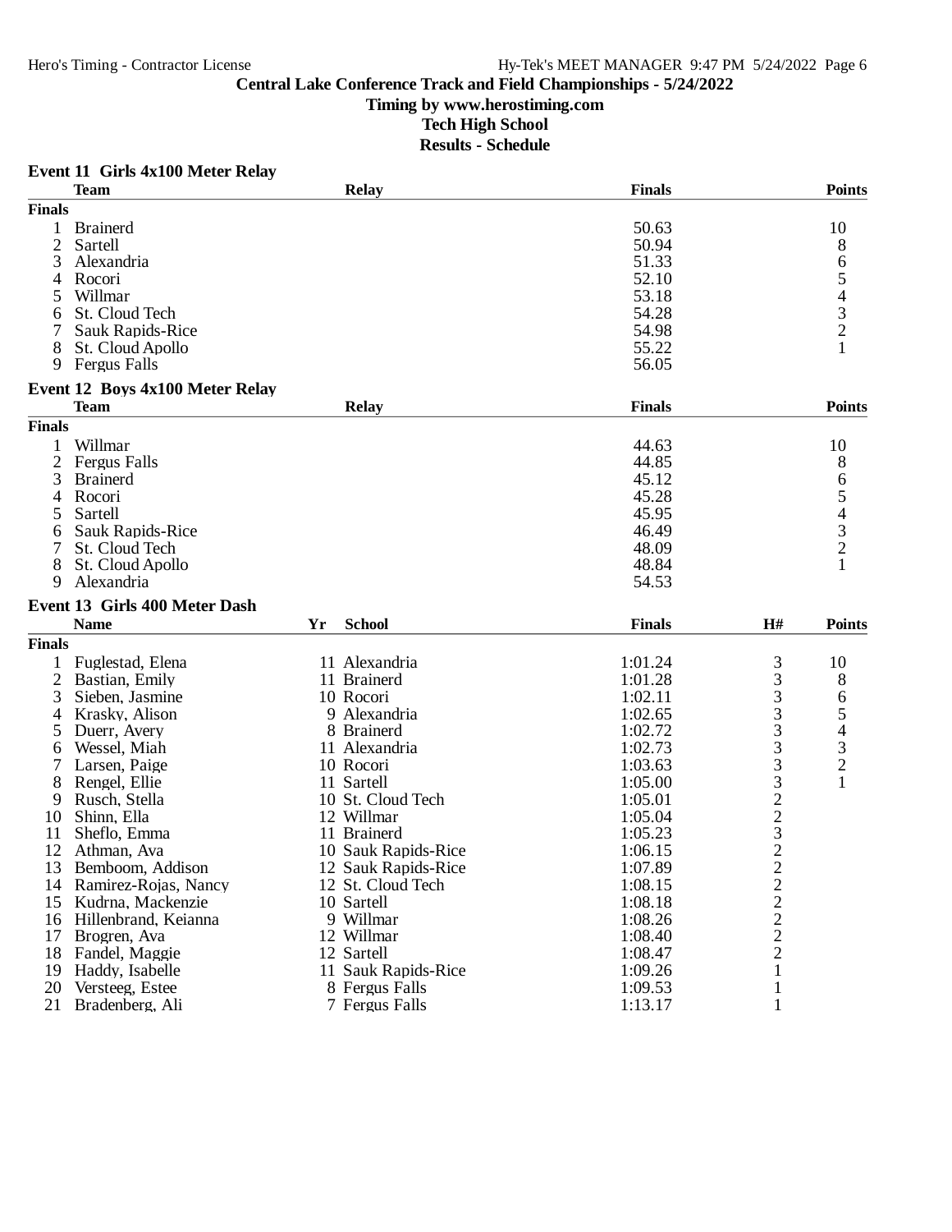# Central Lake Conference Track and Field Championships - 5/24/2022

## Timing by www.herostiming.com

## Tech High School

## Results - Schedule

### Event 11 Girls 4x100 Meter Relay

| | Team | Relay | Finals | Points |
|---|---|---|---|---|
| **Finals** | | | | |
| 1 | Brainerd | | 50.63 | 10 |
| 2 | Sartell | | 50.94 | 8 |
| 3 | Alexandria | | 51.33 | 6 |
| 4 | Rocori | | 52.10 | 5 |
| 5 | Willmar | | 53.18 | 4 |
| 6 | St. Cloud Tech | | 54.28 | 3 |
| 7 | Sauk Rapids-Rice | | 54.98 | 2 |
| 8 | St. Cloud Apollo | | 55.22 | 1 |
| 9 | Fergus Falls | | 56.05 | |

### Event 12 Boys 4x100 Meter Relay

| | Team | Relay | Finals | Points |
|---|---|---|---|---|
| **Finals** | | | | |
| 1 | Willmar | | 44.63 | 10 |
| 2 | Fergus Falls | | 44.85 | 8 |
| 3 | Brainerd | | 45.12 | 6 |
| 4 | Rocori | | 45.28 | 5 |
| 5 | Sartell | | 45.95 | 4 |
| 6 | Sauk Rapids-Rice | | 46.49 | 3 |
| 7 | St. Cloud Tech | | 48.09 | 2 |
| 8 | St. Cloud Apollo | | 48.84 | 1 |
| 9 | Alexandria | | 54.53 | |

### Event 13 Girls 400 Meter Dash

| | Name | Yr | School | Finals | H# | Points |
|---|---|---|---|---|---|---|
| **Finals** | | | | | | |
| 1 | Fuglestad, Elena | 11 | Alexandria | 1:01.24 | 3 | 10 |
| 2 | Bastian, Emily | 11 | Brainerd | 1:01.28 | 3 | 8 |
| 3 | Sieben, Jasmine | 10 | Rocori | 1:02.11 | 3 | 6 |
| 4 | Krasky, Alison | 9 | Alexandria | 1:02.65 | 3 | 5 |
| 5 | Duerr, Avery | 8 | Brainerd | 1:02.72 | 3 | 4 |
| 6 | Wessel, Miah | 11 | Alexandria | 1:02.73 | 3 | 3 |
| 7 | Larsen, Paige | 10 | Rocori | 1:03.63 | 3 | 2 |
| 8 | Rengel, Ellie | 11 | Sartell | 1:05.00 | 3 | 1 |
| 9 | Rusch, Stella | 10 | St. Cloud Tech | 1:05.01 | 2 | |
| 10 | Shinn, Ella | 12 | Willmar | 1:05.04 | 2 | |
| 11 | Sheflo, Emma | 11 | Brainerd | 1:05.23 | 3 | |
| 12 | Athman, Ava | 10 | Sauk Rapids-Rice | 1:06.15 | 2 | |
| 13 | Bemboom, Addison | 12 | Sauk Rapids-Rice | 1:07.89 | 2 | |
| 14 | Ramirez-Rojas, Nancy | 12 | St. Cloud Tech | 1:08.15 | 2 | |
| 15 | Kudrna, Mackenzie | 10 | Sartell | 1:08.18 | 2 | |
| 16 | Hillenbrand, Keianna | 9 | Willmar | 1:08.26 | 2 | |
| 17 | Brogren, Ava | 12 | Willmar | 1:08.40 | 2 | |
| 18 | Fandel, Maggie | 12 | Sartell | 1:08.47 | 2 | |
| 19 | Haddy, Isabelle | 11 | Sauk Rapids-Rice | 1:09.26 | 1 | |
| 20 | Versteeg, Estee | 8 | Fergus Falls | 1:09.53 | 1 | |
| 21 | Bradenberg, Ali | 7 | Fergus Falls | 1:13.17 | 1 | |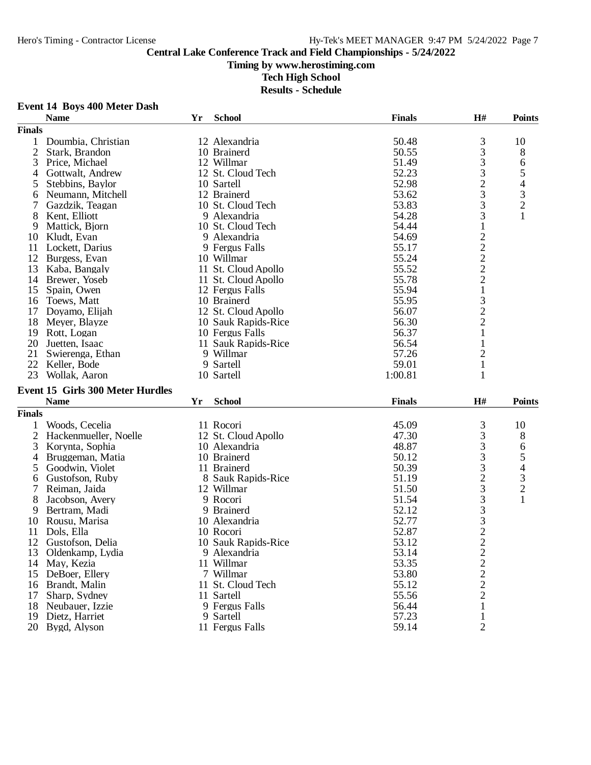## Central Lake Conference Track and Field Championships - 5/24/2022

### Timing by www.herostiming.com

### Tech High School

### Results - Schedule

### Event 14 Boys 400 Meter Dash

| | Name | Yr | School | Finals | H# | Points |
|---|---|---|---|---|---|---|
| **Finals** | | | | | | |
| 1 | Doumbia, Christian | 12 | Alexandria | 50.48 | 3 | 10 |
| 2 | Stark, Brandon | 10 | Brainerd | 50.55 | 3 | 8 |
| 3 | Price, Michael | 12 | Willmar | 51.49 | 3 | 6 |
| 4 | Gottwalt, Andrew | 12 | St. Cloud Tech | 52.23 | 3 | 5 |
| 5 | Stebbins, Baylor | 10 | Sartell | 52.98 | 2 | 4 |
| 6 | Neumann, Mitchell | 12 | Brainerd | 53.62 | 3 | 3 |
| 7 | Gazdzik, Teagan | 10 | St. Cloud Tech | 53.83 | 3 | 2 |
| 8 | Kent, Elliott | 9 | Alexandria | 54.28 | 3 | 1 |
| 9 | Mattick, Bjorn | 10 | St. Cloud Tech | 54.44 | 1 | |
| 10 | Kludt, Evan | 9 | Alexandria | 54.69 | 2 | |
| 11 | Lockett, Darius | 9 | Fergus Falls | 55.17 | 2 | |
| 12 | Burgess, Evan | 10 | Willmar | 55.24 | 2 | |
| 13 | Kaba, Bangaly | 11 | St. Cloud Apollo | 55.52 | 2 | |
| 14 | Brewer, Yoseb | 11 | St. Cloud Apollo | 55.78 | 2 | |
| 15 | Spain, Owen | 12 | Fergus Falls | 55.94 | 1 | |
| 16 | Toews, Matt | 10 | Brainerd | 55.95 | 3 | |
| 17 | Doyamo, Elijah | 12 | St. Cloud Apollo | 56.07 | 2 | |
| 18 | Meyer, Blayze | 10 | Sauk Rapids-Rice | 56.30 | 2 | |
| 19 | Rott, Logan | 10 | Fergus Falls | 56.37 | 1 | |
| 20 | Juetten, Isaac | 11 | Sauk Rapids-Rice | 56.54 | 1 | |
| 21 | Swierenga, Ethan | 9 | Willmar | 57.26 | 2 | |
| 22 | Keller, Bode | 9 | Sartell | 59.01 | 1 | |
| 23 | Wollak, Aaron | 10 | Sartell | 1:00.81 | 1 | |

### Event 15 Girls 300 Meter Hurdles

| | Name | Yr | School | Finals | H# | Points |
|---|---|---|---|---|---|---|
| **Finals** | | | | | | |
| 1 | Woods, Cecelia | 11 | Rocori | 45.09 | 3 | 10 |
| 2 | Hackenmueller, Noelle | 12 | St. Cloud Apollo | 47.30 | 3 | 8 |
| 3 | Korynta, Sophia | 10 | Alexandria | 48.87 | 3 | 6 |
| 4 | Bruggeman, Matia | 10 | Brainerd | 50.12 | 3 | 5 |
| 5 | Goodwin, Violet | 11 | Brainerd | 50.39 | 3 | 4 |
| 6 | Gustofson, Ruby | 8 | Sauk Rapids-Rice | 51.19 | 2 | 3 |
| 7 | Reiman, Jaida | 12 | Willmar | 51.50 | 3 | 2 |
| 8 | Jacobson, Avery | 9 | Rocori | 51.54 | 3 | 1 |
| 9 | Bertram, Madi | 9 | Brainerd | 52.12 | 3 | |
| 10 | Rousu, Marisa | 10 | Alexandria | 52.77 | 3 | |
| 11 | Dols, Ella | 10 | Rocori | 52.87 | 2 | |
| 12 | Gustofson, Delia | 10 | Sauk Rapids-Rice | 53.12 | 2 | |
| 13 | Oldenkamp, Lydia | 9 | Alexandria | 53.14 | 2 | |
| 14 | May, Kezia | 11 | Willmar | 53.35 | 2 | |
| 15 | DeBoer, Ellery | 7 | Willmar | 53.80 | 2 | |
| 16 | Brandt, Malin | 11 | St. Cloud Tech | 55.12 | 2 | |
| 17 | Sharp, Sydney | 11 | Sartell | 55.56 | 2 | |
| 18 | Neubauer, Izzie | 9 | Fergus Falls | 56.44 | 1 | |
| 19 | Dietz, Harriet | 9 | Sartell | 57.23 | 1 | |
| 20 | Bygd, Alyson | 11 | Fergus Falls | 59.14 | 2 | |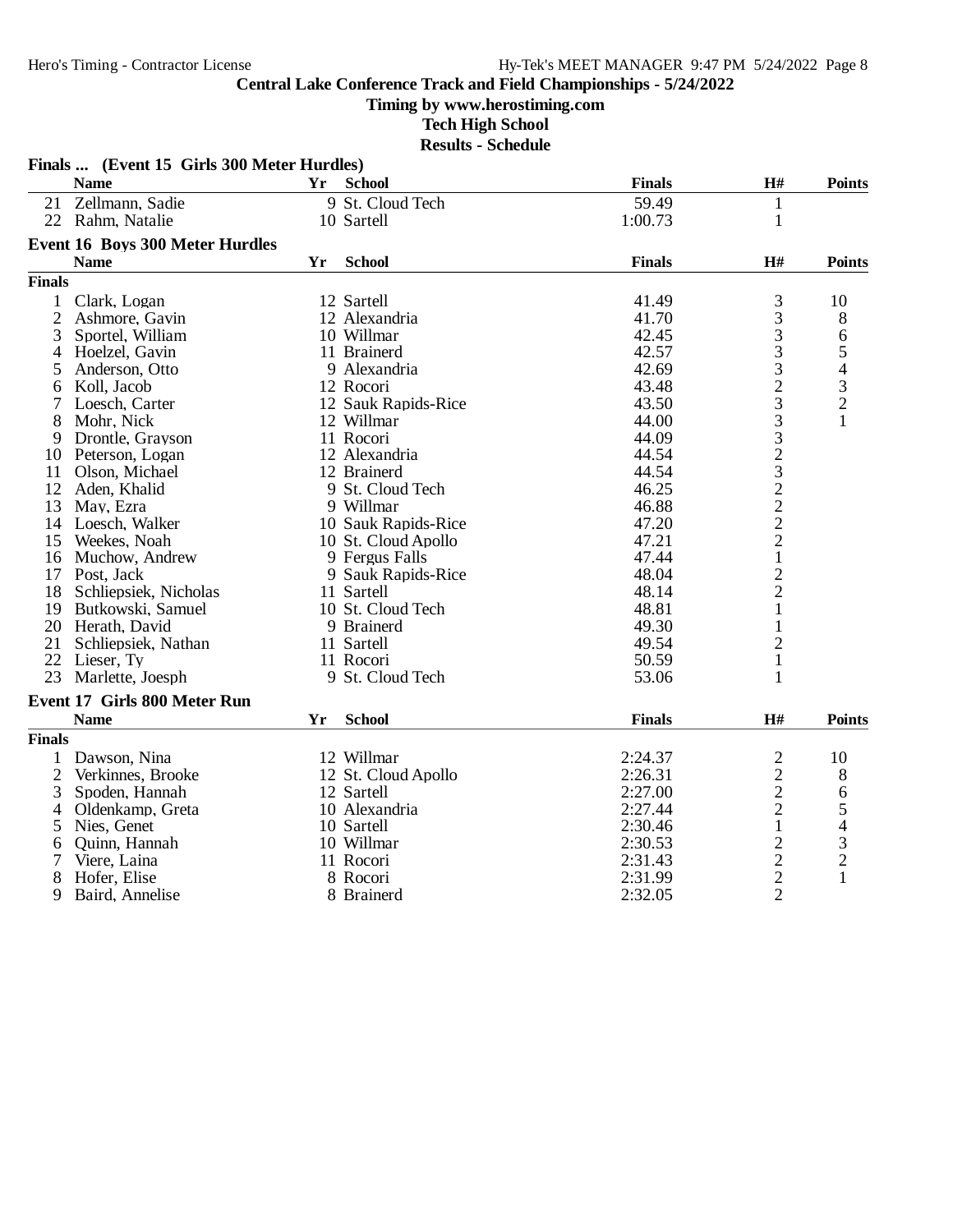## Central Lake Conference Track and Field Championships - 5/24/2022

**Timing by www.herostiming.com**

**Tech High School**

**Results - Schedule**

### Finals ... (Event 15 Girls 300 Meter Hurdles)

| | Name | Yr | School | Finals | H# | Points |
|---|---|---|---|---|---|---|
| 21 | Zellmann, Sadie | 9 | St. Cloud Tech | 59.49 | 1 | |
| 22 | Rahm, Natalie | 10 | Sartell | 1:00.73 | 1 | |

### Event 16 Boys 300 Meter Hurdles

**Finals**

| | Name | Yr | School | Finals | H# | Points |
|---|---|---|---|---|---|---|
| 1 | Clark, Logan | 12 | Sartell | 41.49 | 3 | 10 |
| 2 | Ashmore, Gavin | 12 | Alexandria | 41.70 | 3 | 8 |
| 3 | Sportel, William | 10 | Willmar | 42.45 | 3 | 6 |
| 4 | Hoelzel, Gavin | 11 | Brainerd | 42.57 | 3 | 5 |
| 5 | Anderson, Otto | 9 | Alexandria | 42.69 | 3 | 4 |
| 6 | Koll, Jacob | 12 | Rocori | 43.48 | 2 | 3 |
| 7 | Loesch, Carter | 12 | Sauk Rapids-Rice | 43.50 | 3 | 2 |
| 8 | Mohr, Nick | 12 | Willmar | 44.00 | 3 | 1 |
| 9 | Drontle, Grayson | 11 | Rocori | 44.09 | 3 | |
| 10 | Peterson, Logan | 12 | Alexandria | 44.54 | 2 | |
| 11 | Olson, Michael | 12 | Brainerd | 44.54 | 3 | |
| 12 | Aden, Khalid | 9 | St. Cloud Tech | 46.25 | 2 | |
| 13 | May, Ezra | 9 | Willmar | 46.88 | 2 | |
| 14 | Loesch, Walker | 10 | Sauk Rapids-Rice | 47.20 | 2 | |
| 15 | Weekes, Noah | 10 | St. Cloud Apollo | 47.21 | 2 | |
| 16 | Muchow, Andrew | 9 | Fergus Falls | 47.44 | 1 | |
| 17 | Post, Jack | 9 | Sauk Rapids-Rice | 48.04 | 2 | |
| 18 | Schliepsiek, Nicholas | 11 | Sartell | 48.14 | 2 | |
| 19 | Butkowski, Samuel | 10 | St. Cloud Tech | 48.81 | 1 | |
| 20 | Herath, David | 9 | Brainerd | 49.30 | 1 | |
| 21 | Schliepsiek, Nathan | 11 | Sartell | 49.54 | 2 | |
| 22 | Lieser, Ty | 11 | Rocori | 50.59 | 1 | |
| 23 | Marlette, Joesph | 9 | St. Cloud Tech | 53.06 | 1 | |

### Event 17 Girls 800 Meter Run

**Finals**

| | Name | Yr | School | Finals | H# | Points |
|---|---|---|---|---|---|---|
| 1 | Dawson, Nina | 12 | Willmar | 2:24.37 | 2 | 10 |
| 2 | Verkinnes, Brooke | 12 | St. Cloud Apollo | 2:26.31 | 2 | 8 |
| 3 | Spoden, Hannah | 12 | Sartell | 2:27.00 | 2 | 6 |
| 4 | Oldenkamp, Greta | 10 | Alexandria | 2:27.44 | 2 | 5 |
| 5 | Nies, Genet | 10 | Sartell | 2:30.46 | 1 | 4 |
| 6 | Quinn, Hannah | 10 | Willmar | 2:30.53 | 2 | 3 |
| 7 | Viere, Laina | 11 | Rocori | 2:31.43 | 2 | 2 |
| 8 | Hofer, Elise | 8 | Rocori | 2:31.99 | 2 | 1 |
| 9 | Baird, Annelise | 8 | Brainerd | 2:32.05 | 2 | |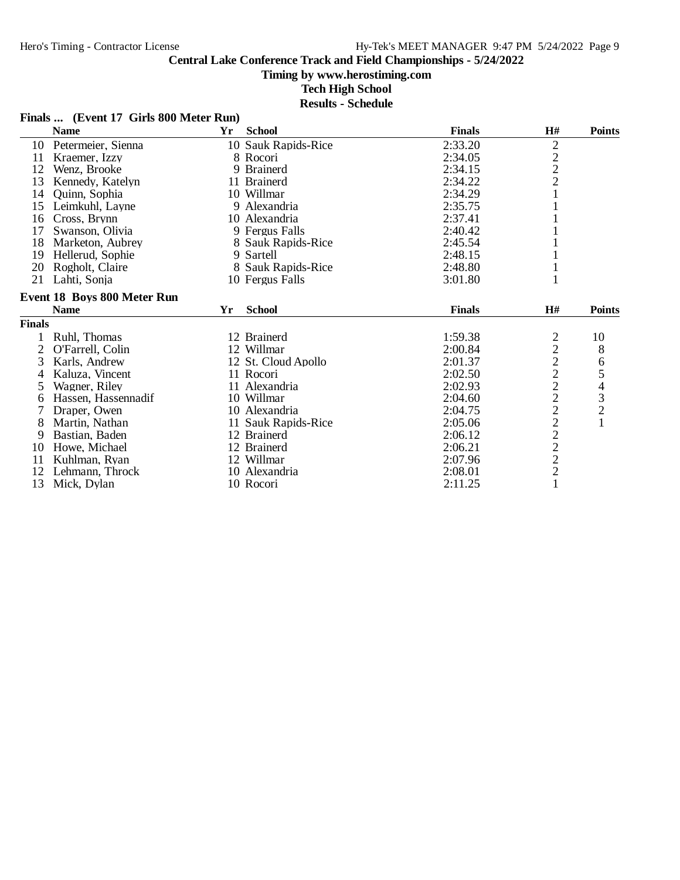## Central Lake Conference Track and Field Championships - 5/24/2022

**Timing by www.herostiming.com**

**Tech High School**

**Results - Schedule**

### Finals ... (Event 17 Girls 800 Meter Run)

| | Name | Yr | School | Finals | H# | Points |
|---|---|---|---|---|---|---|
| 10 | Petermeier, Sienna | 10 | Sauk Rapids-Rice | 2:33.20 | 2 | |
| 11 | Kraemer, Izzy | 8 | Rocori | 2:34.05 | 2 | |
| 12 | Wenz, Brooke | 9 | Brainerd | 2:34.15 | 2 | |
| 13 | Kennedy, Katelyn | 11 | Brainerd | 2:34.22 | 2 | |
| 14 | Quinn, Sophia | 10 | Willmar | 2:34.29 | 1 | |
| 15 | Leimkuhl, Layne | 9 | Alexandria | 2:35.75 | 1 | |
| 16 | Cross, Brynn | 10 | Alexandria | 2:37.41 | 1 | |
| 17 | Swanson, Olivia | 9 | Fergus Falls | 2:40.42 | 1 | |
| 18 | Marketon, Aubrey | 8 | Sauk Rapids-Rice | 2:45.54 | 1 | |
| 19 | Hellerud, Sophie | 9 | Sartell | 2:48.15 | 1 | |
| 20 | Rogholt, Claire | 8 | Sauk Rapids-Rice | 2:48.80 | 1 | |
| 21 | Lahti, Sonja | 10 | Fergus Falls | 3:01.80 | 1 | |

### Event 18 Boys 800 Meter Run

| | Name | Yr | School | Finals | H# | Points |
|---|---|---|---|---|---|---|
| **Finals** | | | | | | |
| 1 | Ruhl, Thomas | 12 | Brainerd | 1:59.38 | 2 | 10 |
| 2 | O'Farrell, Colin | 12 | Willmar | 2:00.84 | 2 | 8 |
| 3 | Karls, Andrew | 12 | St. Cloud Apollo | 2:01.37 | 2 | 6 |
| 4 | Kaluza, Vincent | 11 | Rocori | 2:02.50 | 2 | 5 |
| 5 | Wagner, Riley | 11 | Alexandria | 2:02.93 | 2 | 4 |
| 6 | Hassen, Hassennadif | 10 | Willmar | 2:04.60 | 2 | 3 |
| 7 | Draper, Owen | 10 | Alexandria | 2:04.75 | 2 | 2 |
| 8 | Martin, Nathan | 11 | Sauk Rapids-Rice | 2:05.06 | 2 | 1 |
| 9 | Bastian, Baden | 12 | Brainerd | 2:06.12 | 2 | |
| 10 | Howe, Michael | 12 | Brainerd | 2:06.21 | 2 | |
| 11 | Kuhlman, Ryan | 12 | Willmar | 2:07.96 | 2 | |
| 12 | Lehmann, Throck | 10 | Alexandria | 2:08.01 | 2 | |
| 13 | Mick, Dylan | 10 | Rocori | 2:11.25 | 1 | |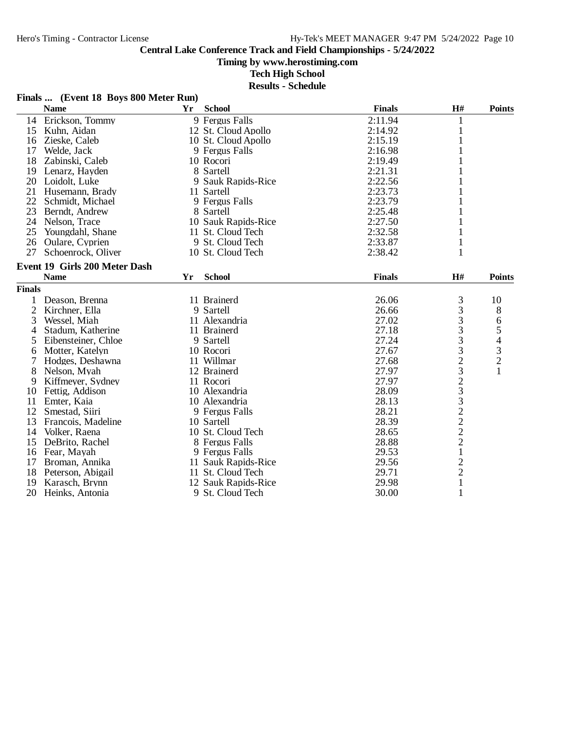# Central Lake Conference Track and Field Championships - 5/24/2022

**Timing by www.herostiming.com**

**Tech High School**

**Results - Schedule**

## Finals ... (Event 18 Boys 800 Meter Run)

| | Name | Yr | School | Finals | H# | Points |
|---|---|---|---|---|---|---|
| 14 | Erickson, Tommy | 9 | Fergus Falls | 2:11.94 | 1 | |
| 15 | Kuhn, Aidan | 12 | St. Cloud Apollo | 2:14.92 | 1 | |
| 16 | Zieske, Caleb | 10 | St. Cloud Apollo | 2:15.19 | 1 | |
| 17 | Welde, Jack | 9 | Fergus Falls | 2:16.98 | 1 | |
| 18 | Zabinski, Caleb | 10 | Rocori | 2:19.49 | 1 | |
| 19 | Lenarz, Hayden | 8 | Sartell | 2:21.31 | 1 | |
| 20 | Loidolt, Luke | 9 | Sauk Rapids-Rice | 2:22.56 | 1 | |
| 21 | Husemann, Brady | 11 | Sartell | 2:23.73 | 1 | |
| 22 | Schmidt, Michael | 9 | Fergus Falls | 2:23.79 | 1 | |
| 23 | Berndt, Andrew | 8 | Sartell | 2:25.48 | 1 | |
| 24 | Nelson, Trace | 10 | Sauk Rapids-Rice | 2:27.50 | 1 | |
| 25 | Youngdahl, Shane | 11 | St. Cloud Tech | 2:32.58 | 1 | |
| 26 | Oulare, Cyprien | 9 | St. Cloud Tech | 2:33.87 | 1 | |
| 27 | Schoenrock, Oliver | 10 | St. Cloud Tech | 2:38.42 | 1 | |

## Event 19 Girls 200 Meter Dash

| | Name | Yr | School | Finals | H# | Points |
|---|---|---|---|---|---|---|
| **Finals** | | | | | | |
| 1 | Deason, Brenna | 11 | Brainerd | 26.06 | 3 | 10 |
| 2 | Kirchner, Ella | 9 | Sartell | 26.66 | 3 | 8 |
| 3 | Wessel, Miah | 11 | Alexandria | 27.02 | 3 | 6 |
| 4 | Stadum, Katherine | 11 | Brainerd | 27.18 | 3 | 5 |
| 5 | Eibensteiner, Chloe | 9 | Sartell | 27.24 | 3 | 4 |
| 6 | Motter, Katelyn | 10 | Rocori | 27.67 | 3 | 3 |
| 7 | Hodges, Deshawna | 11 | Willmar | 27.68 | 2 | 2 |
| 8 | Nelson, Myah | 12 | Brainerd | 27.97 | 3 | 1 |
| 9 | Kiffmeyer, Sydney | 11 | Rocori | 27.97 | 2 | |
| 10 | Fettig, Addison | 10 | Alexandria | 28.09 | 3 | |
| 11 | Emter, Kaia | 10 | Alexandria | 28.13 | 3 | |
| 12 | Smestad, Siiri | 9 | Fergus Falls | 28.21 | 2 | |
| 13 | Francois, Madeline | 10 | Sartell | 28.39 | 2 | |
| 14 | Volker, Raena | 10 | St. Cloud Tech | 28.65 | 2 | |
| 15 | DeBrito, Rachel | 8 | Fergus Falls | 28.88 | 2 | |
| 16 | Fear, Mayah | 9 | Fergus Falls | 29.53 | 1 | |
| 17 | Broman, Annika | 11 | Sauk Rapids-Rice | 29.56 | 2 | |
| 18 | Peterson, Abigail | 11 | St. Cloud Tech | 29.71 | 2 | |
| 19 | Karasch, Brynn | 12 | Sauk Rapids-Rice | 29.98 | 1 | |
| 20 | Heinks, Antonia | 9 | St. Cloud Tech | 30.00 | 1 | |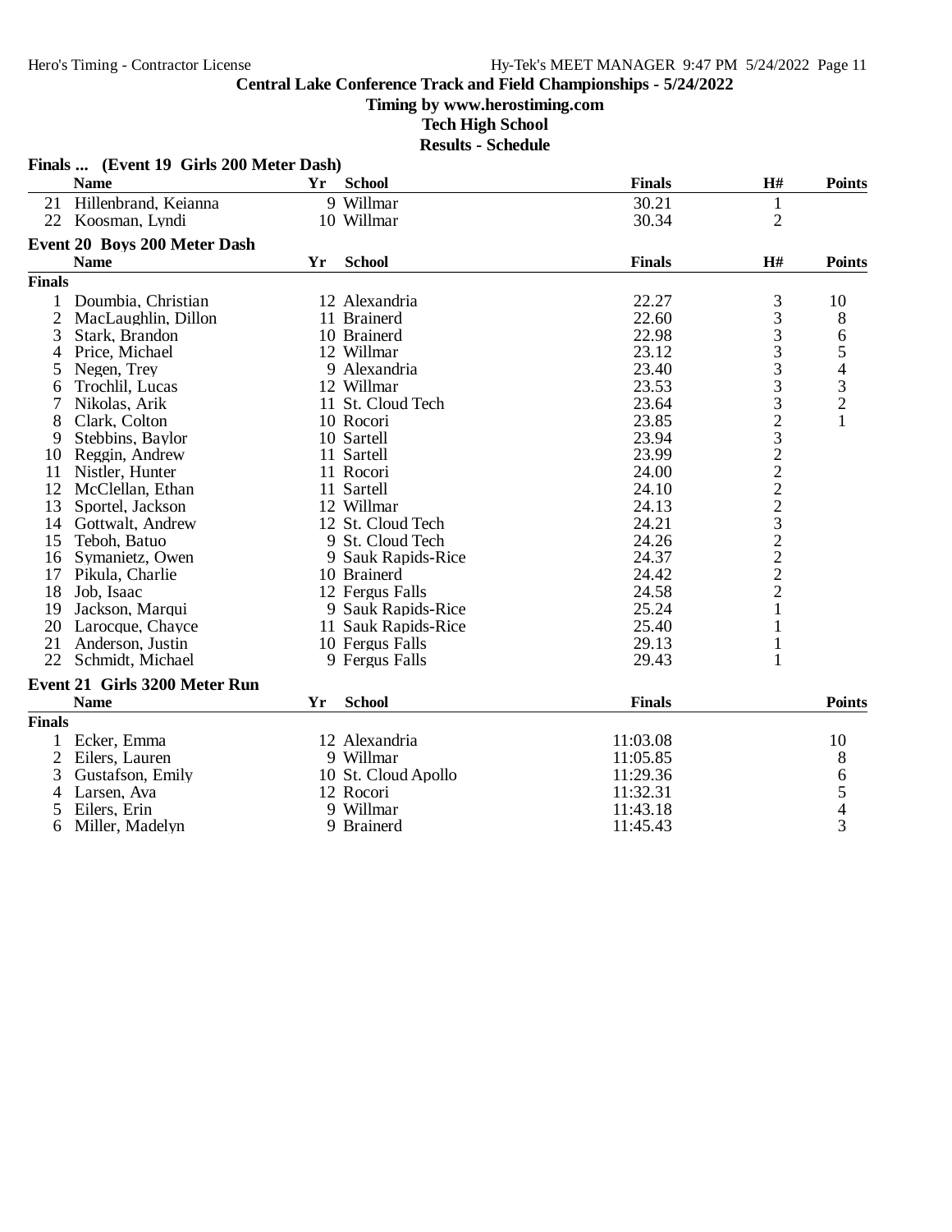# Central Lake Conference Track and Field Championships - 5/24/2022

**Timing by www.herostiming.com**

**Tech High School**

**Results - Schedule**

## Finals ... (Event 19 Girls 200 Meter Dash)

| | Name | Yr | School | Finals | H# | Points |
|---|---|---|---|---|---|---|
| 21 | Hillenbrand, Keianna | 9 | Willmar | 30.21 | 1 | |
| 22 | Koosman, Lyndi | 10 | Willmar | 30.34 | 2 | |

## Event 20 Boys 200 Meter Dash

**Finals**

| | Name | Yr | School | Finals | H# | Points |
|---|---|---|---|---|---|---|
| 1 | Doumbia, Christian | 12 | Alexandria | 22.27 | 3 | 10 |
| 2 | MacLaughlin, Dillon | 11 | Brainerd | 22.60 | 3 | 8 |
| 3 | Stark, Brandon | 10 | Brainerd | 22.98 | 3 | 6 |
| 4 | Price, Michael | 12 | Willmar | 23.12 | 3 | 5 |
| 5 | Negen, Trey | 9 | Alexandria | 23.40 | 3 | 4 |
| 6 | Trochlil, Lucas | 12 | Willmar | 23.53 | 3 | 3 |
| 7 | Nikolas, Arik | 11 | St. Cloud Tech | 23.64 | 3 | 2 |
| 8 | Clark, Colton | 10 | Rocori | 23.85 | 2 | 1 |
| 9 | Stebbins, Baylor | 10 | Sartell | 23.94 | 3 | |
| 10 | Reggin, Andrew | 11 | Sartell | 23.99 | 2 | |
| 11 | Nistler, Hunter | 11 | Rocori | 24.00 | 2 | |
| 12 | McClellan, Ethan | 11 | Sartell | 24.10 | 2 | |
| 13 | Sportel, Jackson | 12 | Willmar | 24.13 | 2 | |
| 14 | Gottwalt, Andrew | 12 | St. Cloud Tech | 24.21 | 3 | |
| 15 | Teboh, Batuo | 9 | St. Cloud Tech | 24.26 | 2 | |
| 16 | Symanietz, Owen | 9 | Sauk Rapids-Rice | 24.37 | 2 | |
| 17 | Pikula, Charlie | 10 | Brainerd | 24.42 | 2 | |
| 18 | Job, Isaac | 12 | Fergus Falls | 24.58 | 2 | |
| 19 | Jackson, Marqui | 9 | Sauk Rapids-Rice | 25.24 | 1 | |
| 20 | Larocque, Chayce | 11 | Sauk Rapids-Rice | 25.40 | 1 | |
| 21 | Anderson, Justin | 10 | Fergus Falls | 29.13 | 1 | |
| 22 | Schmidt, Michael | 9 | Fergus Falls | 29.43 | 1 | |

## Event 21 Girls 3200 Meter Run

**Finals**

| | Name | Yr | School | Finals | Points |
|---|---|---|---|---|---|
| 1 | Ecker, Emma | 12 | Alexandria | 11:03.08 | 10 |
| 2 | Eilers, Lauren | 9 | Willmar | 11:05.85 | 8 |
| 3 | Gustafson, Emily | 10 | St. Cloud Apollo | 11:29.36 | 6 |
| 4 | Larsen, Ava | 12 | Rocori | 11:32.31 | 5 |
| 5 | Eilers, Erin | 9 | Willmar | 11:43.18 | 4 |
| 6 | Miller, Madelyn | 9 | Brainerd | 11:45.43 | 3 |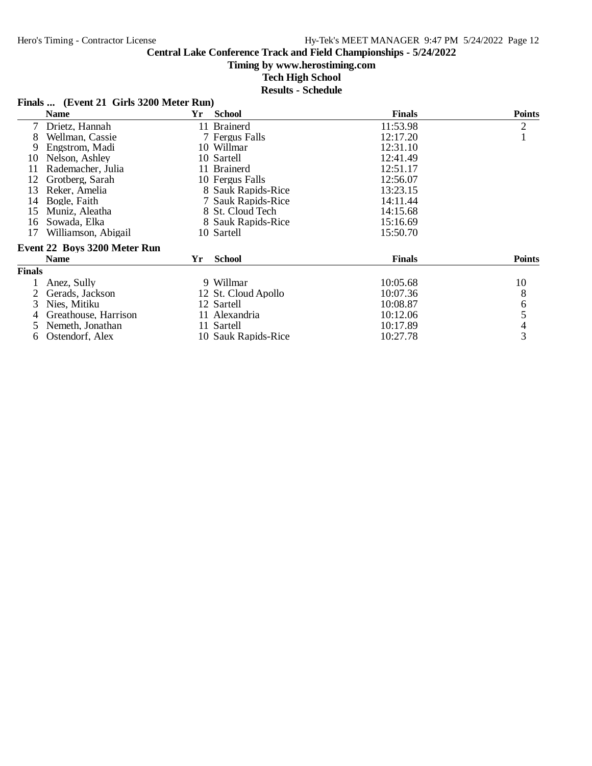## Central Lake Conference Track and Field Championships - 5/24/2022

**Timing by www.herostiming.com**

**Tech High School**

**Results - Schedule**

### Finals ... (Event 21 Girls 3200 Meter Run)

| | Name | Yr | School | Finals | Points |
|---|---|---|---|---|---|
| 7 | Drietz, Hannah | 11 | Brainerd | 11:53.98 | 2 |
| 8 | Wellman, Cassie | 7 | Fergus Falls | 12:17.20 | 1 |
| 9 | Engstrom, Madi | 10 | Willmar | 12:31.10 | |
| 10 | Nelson, Ashley | 10 | Sartell | 12:41.49 | |
| 11 | Rademacher, Julia | 11 | Brainerd | 12:51.17 | |
| 12 | Grotberg, Sarah | 10 | Fergus Falls | 12:56.07 | |
| 13 | Reker, Amelia | 8 | Sauk Rapids-Rice | 13:23.15 | |
| 14 | Bogle, Faith | 7 | Sauk Rapids-Rice | 14:11.44 | |
| 15 | Muniz, Aleatha | 8 | St. Cloud Tech | 14:15.68 | |
| 16 | Sowada, Elka | 8 | Sauk Rapids-Rice | 15:16.69 | |
| 17 | Williamson, Abigail | 10 | Sartell | 15:50.70 | |

### Event 22 Boys 3200 Meter Run

| | Name | Yr | School | Finals | Points |
|---|---|---|---|---|---|
| **Finals** | | | | | |
| 1 | Anez, Sully | 9 | Willmar | 10:05.68 | 10 |
| 2 | Gerads, Jackson | 12 | St. Cloud Apollo | 10:07.36 | 8 |
| 3 | Nies, Mitiku | 12 | Sartell | 10:08.87 | 6 |
| 4 | Greathouse, Harrison | 11 | Alexandria | 10:12.06 | 5 |
| 5 | Nemeth, Jonathan | 11 | Sartell | 10:17.89 | 4 |
| 6 | Ostendorf, Alex | 10 | Sauk Rapids-Rice | 10:27.78 | 3 |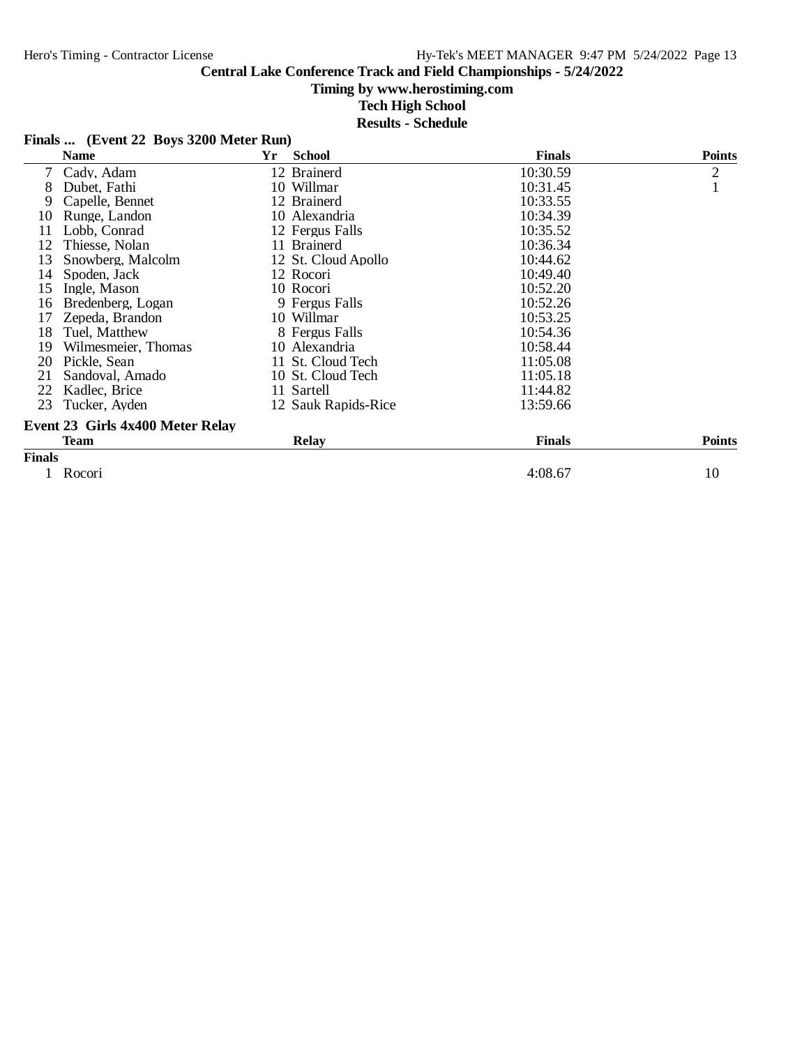## Central Lake Conference Track and Field Championships - 5/24/2022

**Timing by www.herostiming.com**

**Tech High School**

**Results - Schedule**

### Finals ... (Event 22 Boys 3200 Meter Run)

| | Name | Yr | School | Finals | Points |
|---|---|---|---|---|---|
| 7 | Cady, Adam | 12 | Brainerd | 10:30.59 | 2 |
| 8 | Dubet, Fathi | 10 | Willmar | 10:31.45 | 1 |
| 9 | Capelle, Bennet | 12 | Brainerd | 10:33.55 | |
| 10 | Runge, Landon | 10 | Alexandria | 10:34.39 | |
| 11 | Lobb, Conrad | 12 | Fergus Falls | 10:35.52 | |
| 12 | Thiesse, Nolan | 11 | Brainerd | 10:36.34 | |
| 13 | Snowberg, Malcolm | 12 | St. Cloud Apollo | 10:44.62 | |
| 14 | Spoden, Jack | 12 | Rocori | 10:49.40 | |
| 15 | Ingle, Mason | 10 | Rocori | 10:52.20 | |
| 16 | Bredenberg, Logan | 9 | Fergus Falls | 10:52.26 | |
| 17 | Zepeda, Brandon | 10 | Willmar | 10:53.25 | |
| 18 | Tuel, Matthew | 8 | Fergus Falls | 10:54.36 | |
| 19 | Wilmesmeier, Thomas | 10 | Alexandria | 10:58.44 | |
| 20 | Pickle, Sean | 11 | St. Cloud Tech | 11:05.08 | |
| 21 | Sandoval, Amado | 10 | St. Cloud Tech | 11:05.18 | |
| 22 | Kadlec, Brice | 11 | Sartell | 11:44.82 | |
| 23 | Tucker, Ayden | 12 | Sauk Rapids-Rice | 13:59.66 | |

### Event 23 Girls 4x400 Meter Relay

| | Team | Relay | Finals | Points |
|---|---|---|---|---|
| **Finals** | | | | |
| 1 | Rocori | | 4:08.67 | 10 |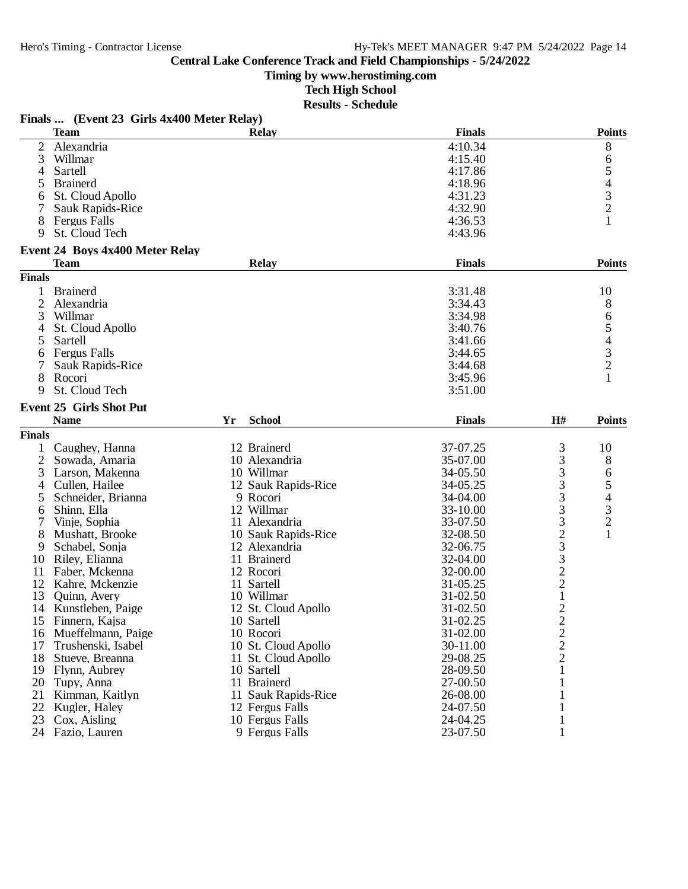# Central Lake Conference Track and Field Championships - 5/24/2022

**Timing by www.herostiming.com**

**Tech High School**

**Results - Schedule**

## Finals ... (Event 23 Girls 4x400 Meter Relay)

| | Team | Relay | Finals | Points |
|---|---|---|---|---|
| 2 | Alexandria | | 4:10.34 | 8 |
| 3 | Willmar | | 4:15.40 | 6 |
| 4 | Sartell | | 4:17.86 | 5 |
| 5 | Brainerd | | 4:18.96 | 4 |
| 6 | St. Cloud Apollo | | 4:31.23 | 3 |
| 7 | Sauk Rapids-Rice | | 4:32.90 | 2 |
| 8 | Fergus Falls | | 4:36.53 | 1 |
| 9 | St. Cloud Tech | | 4:43.96 | |

## Event 24 Boys 4x400 Meter Relay

| | Team | Relay | Finals | Points |
|---|---|---|---|---|
| **Finals** | | | | |
| 1 | Brainerd | | 3:31.48 | 10 |
| 2 | Alexandria | | 3:34.43 | 8 |
| 3 | Willmar | | 3:34.98 | 6 |
| 4 | St. Cloud Apollo | | 3:40.76 | 5 |
| 5 | Sartell | | 3:41.66 | 4 |
| 6 | Fergus Falls | | 3:44.65 | 3 |
| 7 | Sauk Rapids-Rice | | 3:44.68 | 2 |
| 8 | Rocori | | 3:45.96 | 1 |
| 9 | St. Cloud Tech | | 3:51.00 | |

## Event 25 Girls Shot Put

| | Name | Yr | School | Finals | H# | Points |
|---|---|---|---|---|---|---|
| **Finals** | | | | | | |
| 1 | Caughey, Hanna | 12 | Brainerd | 37-07.25 | 3 | 10 |
| 2 | Sowada, Amaria | 10 | Alexandria | 35-07.00 | 3 | 8 |
| 3 | Larson, Makenna | 10 | Willmar | 34-05.50 | 3 | 6 |
| 4 | Cullen, Hailee | 12 | Sauk Rapids-Rice | 34-05.25 | 3 | 5 |
| 5 | Schneider, Brianna | 9 | Rocori | 34-04.00 | 3 | 4 |
| 6 | Shinn, Ella | 12 | Willmar | 33-10.00 | 3 | 3 |
| 7 | Vinje, Sophia | 11 | Alexandria | 33-07.50 | 3 | 2 |
| 8 | Mushatt, Brooke | 10 | Sauk Rapids-Rice | 32-08.50 | 2 | 1 |
| 9 | Schabel, Sonja | 12 | Alexandria | 32-06.75 | 3 | |
| 10 | Riley, Elianna | 11 | Brainerd | 32-04.00 | 3 | |
| 11 | Faber, Mckenna | 12 | Rocori | 32-00.00 | 2 | |
| 12 | Kahre, Mckenzie | 11 | Sartell | 31-05.25 | 2 | |
| 13 | Quinn, Avery | 10 | Willmar | 31-02.50 | 1 | |
| 14 | Kunstleben, Paige | 12 | St. Cloud Apollo | 31-02.50 | 2 | |
| 15 | Finnern, Kajsa | 10 | Sartell | 31-02.25 | 2 | |
| 16 | Mueffelmann, Paige | 10 | Rocori | 31-02.00 | 2 | |
| 17 | Trushenski, Isabel | 10 | St. Cloud Apollo | 30-11.00 | 2 | |
| 18 | Stueve, Breanna | 11 | St. Cloud Apollo | 29-08.25 | 2 | |
| 19 | Flynn, Aubrey | 10 | Sartell | 28-09.50 | 1 | |
| 20 | Tupy, Anna | 11 | Brainerd | 27-00.50 | 1 | |
| 21 | Kimman, Kaitlyn | 11 | Sauk Rapids-Rice | 26-08.00 | 1 | |
| 22 | Kugler, Haley | 12 | Fergus Falls | 24-07.50 | 1 | |
| 23 | Cox, Aisling | 10 | Fergus Falls | 24-04.25 | 1 | |
| 24 | Fazio, Lauren | 9 | Fergus Falls | 23-07.50 | 1 | |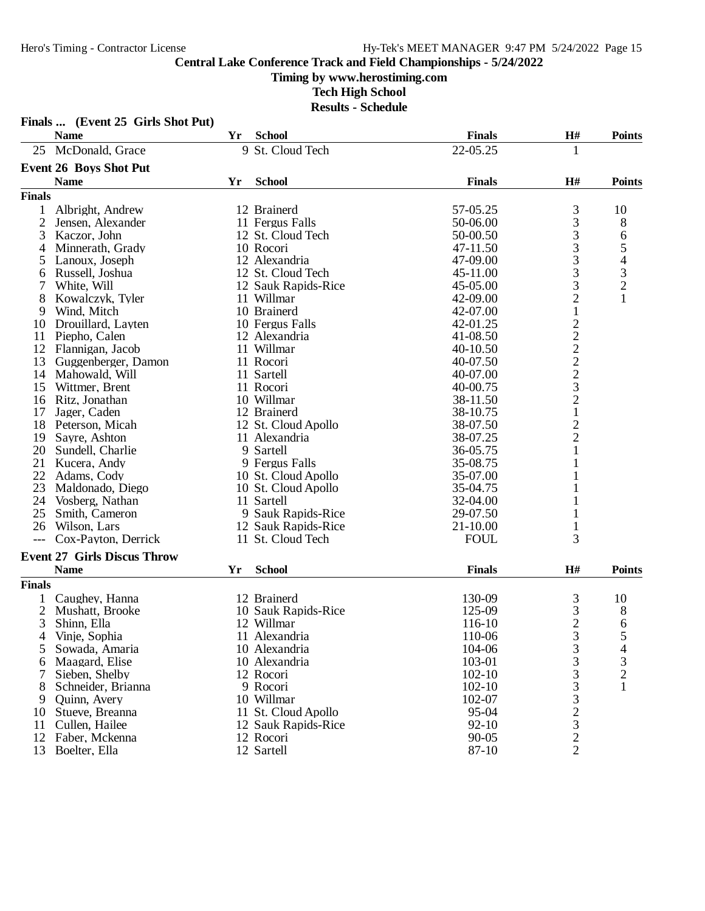**Central Lake Conference Track and Field Championships - 5/24/2022**

**Timing by www.herostiming.com**

**Tech High School**

**Results - Schedule**

### Finals ... (Event 25 Girls Shot Put)

| | Name | Yr | School | Finals | H# | Points |
|---|---|---|---|---|---|---|
| 25 | McDonald, Grace | 9 | St. Cloud Tech | 22-05.25 | 1 | |

### Event 26 Boys Shot Put

| | Name | Yr | School | Finals | H# | Points |
|---|---|---|---|---|---|---|
| **Finals** | | | | | | |
| 1 | Albright, Andrew | 12 | Brainerd | 57-05.25 | 3 | 10 |
| 2 | Jensen, Alexander | 11 | Fergus Falls | 50-06.00 | 3 | 8 |
| 3 | Kaczor, John | 12 | St. Cloud Tech | 50-00.50 | 3 | 6 |
| 4 | Minnerath, Grady | 10 | Rocori | 47-11.50 | 3 | 5 |
| 5 | Lanoux, Joseph | 12 | Alexandria | 47-09.00 | 3 | 4 |
| 6 | Russell, Joshua | 12 | St. Cloud Tech | 45-11.00 | 3 | 3 |
| 7 | White, Will | 12 | Sauk Rapids-Rice | 45-05.00 | 3 | 2 |
| 8 | Kowalczyk, Tyler | 11 | Willmar | 42-09.00 | 2 | 1 |
| 9 | Wind, Mitch | 10 | Brainerd | 42-07.00 | 1 | |
| 10 | Drouillard, Layten | 10 | Fergus Falls | 42-01.25 | 2 | |
| 11 | Piepho, Calen | 12 | Alexandria | 41-08.50 | 2 | |
| 12 | Flannigan, Jacob | 11 | Willmar | 40-10.50 | 2 | |
| 13 | Guggenberger, Damon | 11 | Rocori | 40-07.50 | 2 | |
| 14 | Mahowald, Will | 11 | Sartell | 40-07.00 | 2 | |
| 15 | Wittmer, Brent | 11 | Rocori | 40-00.75 | 3 | |
| 16 | Ritz, Jonathan | 10 | Willmar | 38-11.50 | 2 | |
| 17 | Jager, Caden | 12 | Brainerd | 38-10.75 | 1 | |
| 18 | Peterson, Micah | 12 | St. Cloud Apollo | 38-07.50 | 2 | |
| 19 | Sayre, Ashton | 11 | Alexandria | 38-07.25 | 2 | |
| 20 | Sundell, Charlie | 9 | Sartell | 36-05.75 | 1 | |
| 21 | Kucera, Andy | 9 | Fergus Falls | 35-08.75 | 1 | |
| 22 | Adams, Cody | 10 | St. Cloud Apollo | 35-07.00 | 1 | |
| 23 | Maldonado, Diego | 10 | St. Cloud Apollo | 35-04.75 | 1 | |
| 24 | Vosberg, Nathan | 11 | Sartell | 32-04.00 | 1 | |
| 25 | Smith, Cameron | 9 | Sauk Rapids-Rice | 29-07.50 | 1 | |
| 26 | Wilson, Lars | 12 | Sauk Rapids-Rice | 21-10.00 | 1 | |
| --- | Cox-Payton, Derrick | 11 | St. Cloud Tech | FOUL | 3 | |

### Event 27 Girls Discus Throw

| | Name | Yr | School | Finals | H# | Points |
|---|---|---|---|---|---|---|
| **Finals** | | | | | | |
| 1 | Caughey, Hanna | 12 | Brainerd | 130-09 | 3 | 10 |
| 2 | Mushatt, Brooke | 10 | Sauk Rapids-Rice | 125-09 | 3 | 8 |
| 3 | Shinn, Ella | 12 | Willmar | 116-10 | 2 | 6 |
| 4 | Vinje, Sophia | 11 | Alexandria | 110-06 | 3 | 5 |
| 5 | Sowada, Amaria | 10 | Alexandria | 104-06 | 3 | 4 |
| 6 | Maagard, Elise | 10 | Alexandria | 103-01 | 3 | 3 |
| 7 | Sieben, Shelby | 12 | Rocori | 102-10 | 3 | 2 |
| 8 | Schneider, Brianna | 9 | Rocori | 102-10 | 3 | 1 |
| 9 | Quinn, Avery | 10 | Willmar | 102-07 | 3 | |
| 10 | Stueve, Breanna | 11 | St. Cloud Apollo | 95-04 | 2 | |
| 11 | Cullen, Hailee | 12 | Sauk Rapids-Rice | 92-10 | 3 | |
| 12 | Faber, Mckenna | 12 | Rocori | 90-05 | 2 | |
| 13 | Boelter, Ella | 12 | Sartell | 87-10 | 2 | |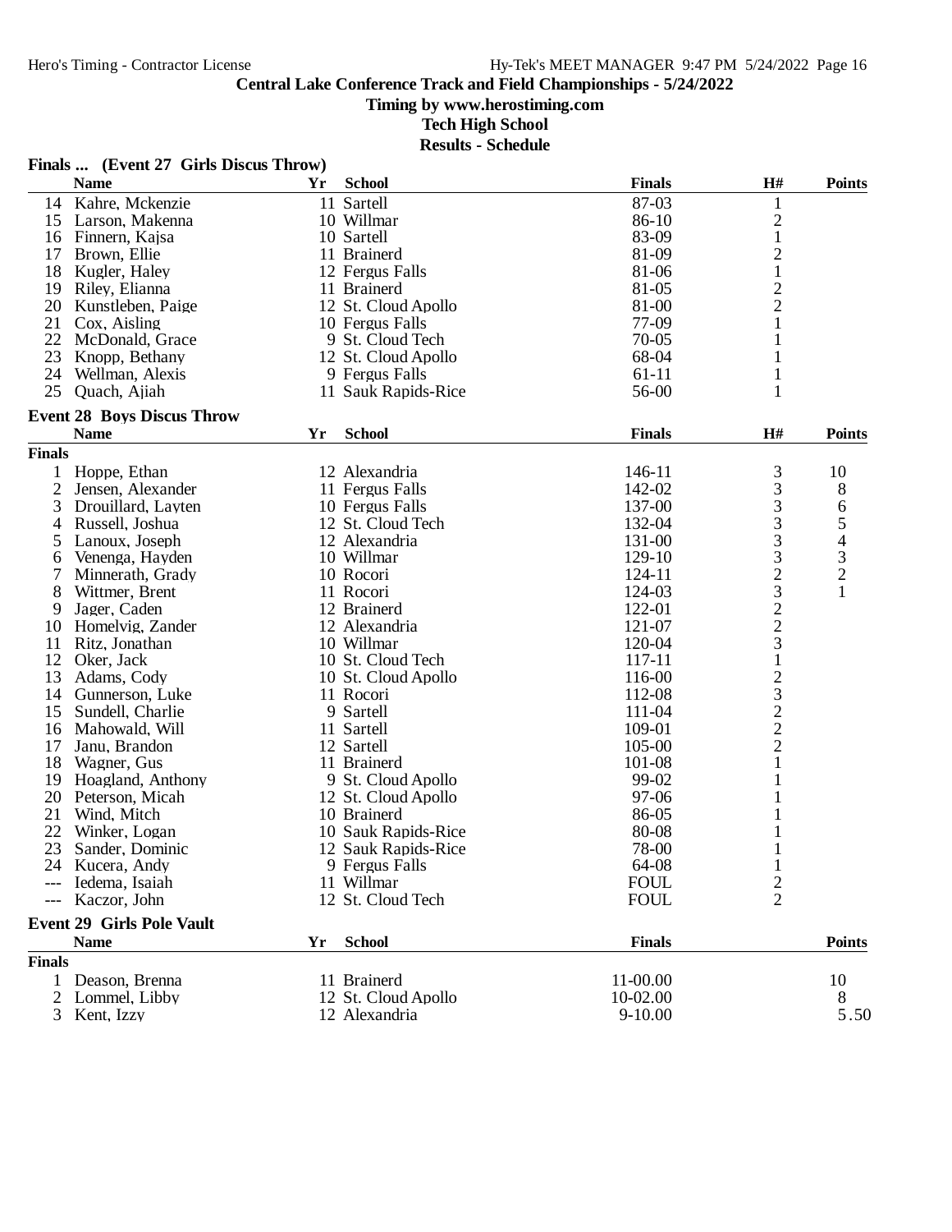**Central Lake Conference Track and Field Championships - 5/24/2022**

**Timing by www.herostiming.com**

**Tech High School**

**Results - Schedule**

### Finals ... (Event 27 Girls Discus Throw)

| | Name | Yr | School | Finals | H# | Points |
|---|---|---|---|---|---|---|
| 14 | Kahre, Mckenzie | 11 | Sartell | 87-03 | 1 | |
| 15 | Larson, Makenna | 10 | Willmar | 86-10 | 2 | |
| 16 | Finnern, Kajsa | 10 | Sartell | 83-09 | 1 | |
| 17 | Brown, Ellie | 11 | Brainerd | 81-09 | 2 | |
| 18 | Kugler, Haley | 12 | Fergus Falls | 81-06 | 1 | |
| 19 | Riley, Elianna | 11 | Brainerd | 81-05 | 2 | |
| 20 | Kunstleben, Paige | 12 | St. Cloud Apollo | 81-00 | 2 | |
| 21 | Cox, Aisling | 10 | Fergus Falls | 77-09 | 1 | |
| 22 | McDonald, Grace | 9 | St. Cloud Tech | 70-05 | 1 | |
| 23 | Knopp, Bethany | 12 | St. Cloud Apollo | 68-04 | 1 | |
| 24 | Wellman, Alexis | 9 | Fergus Falls | 61-11 | 1 | |
| 25 | Quach, Ajiah | 11 | Sauk Rapids-Rice | 56-00 | 1 | |

### Event 28 Boys Discus Throw

| | Name | Yr | School | Finals | H# | Points |
|---|---|---|---|---|---|---|
| **Finals** | | | | | | |
| 1 | Hoppe, Ethan | 12 | Alexandria | 146-11 | 3 | 10 |
| 2 | Jensen, Alexander | 11 | Fergus Falls | 142-02 | 3 | 8 |
| 3 | Drouillard, Layten | 10 | Fergus Falls | 137-00 | 3 | 6 |
| 4 | Russell, Joshua | 12 | St. Cloud Tech | 132-04 | 3 | 5 |
| 5 | Lanoux, Joseph | 12 | Alexandria | 131-00 | 3 | 4 |
| 6 | Venenga, Hayden | 10 | Willmar | 129-10 | 3 | 3 |
| 7 | Minnerath, Grady | 10 | Rocori | 124-11 | 2 | 2 |
| 8 | Wittmer, Brent | 11 | Rocori | 124-03 | 3 | 1 |
| 9 | Jager, Caden | 12 | Brainerd | 122-01 | 2 | |
| 10 | Homelvig, Zander | 12 | Alexandria | 121-07 | 2 | |
| 11 | Ritz, Jonathan | 10 | Willmar | 120-04 | 3 | |
| 12 | Oker, Jack | 10 | St. Cloud Tech | 117-11 | 1 | |
| 13 | Adams, Cody | 10 | St. Cloud Apollo | 116-00 | 2 | |
| 14 | Gunnerson, Luke | 11 | Rocori | 112-08 | 3 | |
| 15 | Sundell, Charlie | 9 | Sartell | 111-04 | 2 | |
| 16 | Mahowald, Will | 11 | Sartell | 109-01 | 2 | |
| 17 | Janu, Brandon | 12 | Sartell | 105-00 | 2 | |
| 18 | Wagner, Gus | 11 | Brainerd | 101-08 | 1 | |
| 19 | Hoagland, Anthony | 9 | St. Cloud Apollo | 99-02 | 1 | |
| 20 | Peterson, Micah | 12 | St. Cloud Apollo | 97-06 | 1 | |
| 21 | Wind, Mitch | 10 | Brainerd | 86-05 | 1 | |
| 22 | Winker, Logan | 10 | Sauk Rapids-Rice | 80-08 | 1 | |
| 23 | Sander, Dominic | 12 | Sauk Rapids-Rice | 78-00 | 1 | |
| 24 | Kucera, Andy | 9 | Fergus Falls | 64-08 | 1 | |
| --- | Iedema, Isaiah | 11 | Willmar | FOUL | 2 | |
| --- | Kaczor, John | 12 | St. Cloud Tech | FOUL | 2 | |

### Event 29 Girls Pole Vault

| | Name | Yr | School | Finals | Points |
|---|---|---|---|---|---|
| **Finals** | | | | | |
| 1 | Deason, Brenna | 11 | Brainerd | 11-00.00 | 10 |
| 2 | Lommel, Libby | 12 | St. Cloud Apollo | 10-02.00 | 8 |
| 3 | Kent, Izzy | 12 | Alexandria | 9-10.00 | 5.50 |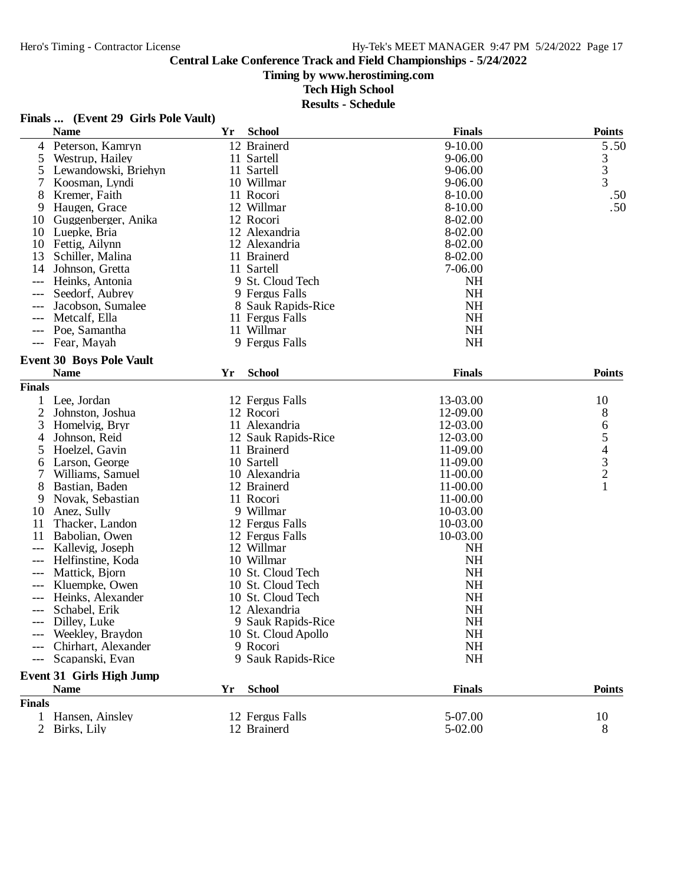## Central Lake Conference Track and Field Championships - 5/24/2022

**Timing by www.herostiming.com**

**Tech High School**

**Results - Schedule**

### Finals ... (Event 29 Girls Pole Vault)

| | Name | Yr | School | Finals | Points |
|---|---|---|---|---|---|
| 4 | Peterson, Kamryn | 12 | Brainerd | 9-10.00 | 5.50 |
| 5 | Westrup, Hailey | 11 | Sartell | 9-06.00 | 3 |
| 5 | Lewandowski, Briehyn | 11 | Sartell | 9-06.00 | 3 |
| 7 | Koosman, Lyndi | 10 | Willmar | 9-06.00 | 3 |
| 8 | Kremer, Faith | 11 | Rocori | 8-10.00 | .50 |
| 9 | Haugen, Grace | 12 | Willmar | 8-10.00 | .50 |
| 10 | Guggenberger, Anika | 12 | Rocori | 8-02.00 | |
| 10 | Luepke, Bria | 12 | Alexandria | 8-02.00 | |
| 10 | Fettig, Ailynn | 12 | Alexandria | 8-02.00 | |
| 13 | Schiller, Malina | 11 | Brainerd | 8-02.00 | |
| 14 | Johnson, Gretta | 11 | Sartell | 7-06.00 | |
| --- | Heinks, Antonia | 9 | St. Cloud Tech | NH | |
| --- | Seedorf, Aubrey | 9 | Fergus Falls | NH | |
| --- | Jacobson, Sumalee | 8 | Sauk Rapids-Rice | NH | |
| --- | Metcalf, Ella | 11 | Fergus Falls | NH | |
| --- | Poe, Samantha | 11 | Willmar | NH | |
| --- | Fear, Mayah | 9 | Fergus Falls | NH | |

### Event 30 Boys Pole Vault

**Finals**

| | Name | Yr | School | Finals | Points |
|---|---|---|---|---|---|
| 1 | Lee, Jordan | 12 | Fergus Falls | 13-03.00 | 10 |
| 2 | Johnston, Joshua | 12 | Rocori | 12-09.00 | 8 |
| 3 | Homelvig, Bryr | 11 | Alexandria | 12-03.00 | 6 |
| 4 | Johnson, Reid | 12 | Sauk Rapids-Rice | 12-03.00 | 5 |
| 5 | Hoelzel, Gavin | 11 | Brainerd | 11-09.00 | 4 |
| 6 | Larson, George | 10 | Sartell | 11-09.00 | 3 |
| 7 | Williams, Samuel | 10 | Alexandria | 11-00.00 | 2 |
| 8 | Bastian, Baden | 12 | Brainerd | 11-00.00 | 1 |
| 9 | Novak, Sebastian | 11 | Rocori | 11-00.00 | |
| 10 | Anez, Sully | 9 | Willmar | 10-03.00 | |
| 11 | Thacker, Landon | 12 | Fergus Falls | 10-03.00 | |
| 11 | Babolian, Owen | 12 | Fergus Falls | 10-03.00 | |
| --- | Kallevig, Joseph | 12 | Willmar | NH | |
| --- | Helfinstine, Koda | 10 | Willmar | NH | |
| --- | Mattick, Bjorn | 10 | St. Cloud Tech | NH | |
| --- | Kluempke, Owen | 10 | St. Cloud Tech | NH | |
| --- | Heinks, Alexander | 10 | St. Cloud Tech | NH | |
| --- | Schabel, Erik | 12 | Alexandria | NH | |
| --- | Dilley, Luke | 9 | Sauk Rapids-Rice | NH | |
| --- | Weekley, Braydon | 10 | St. Cloud Apollo | NH | |
| --- | Chirhart, Alexander | 9 | Rocori | NH | |
| --- | Scapanski, Evan | 9 | Sauk Rapids-Rice | NH | |

### Event 31 Girls High Jump

**Finals**

| | Name | Yr | School | Finals | Points |
|---|---|---|---|---|---|
| 1 | Hansen, Ainsley | 12 | Fergus Falls | 5-07.00 | 10 |
| 2 | Birks, Lily | 12 | Brainerd | 5-02.00 | 8 |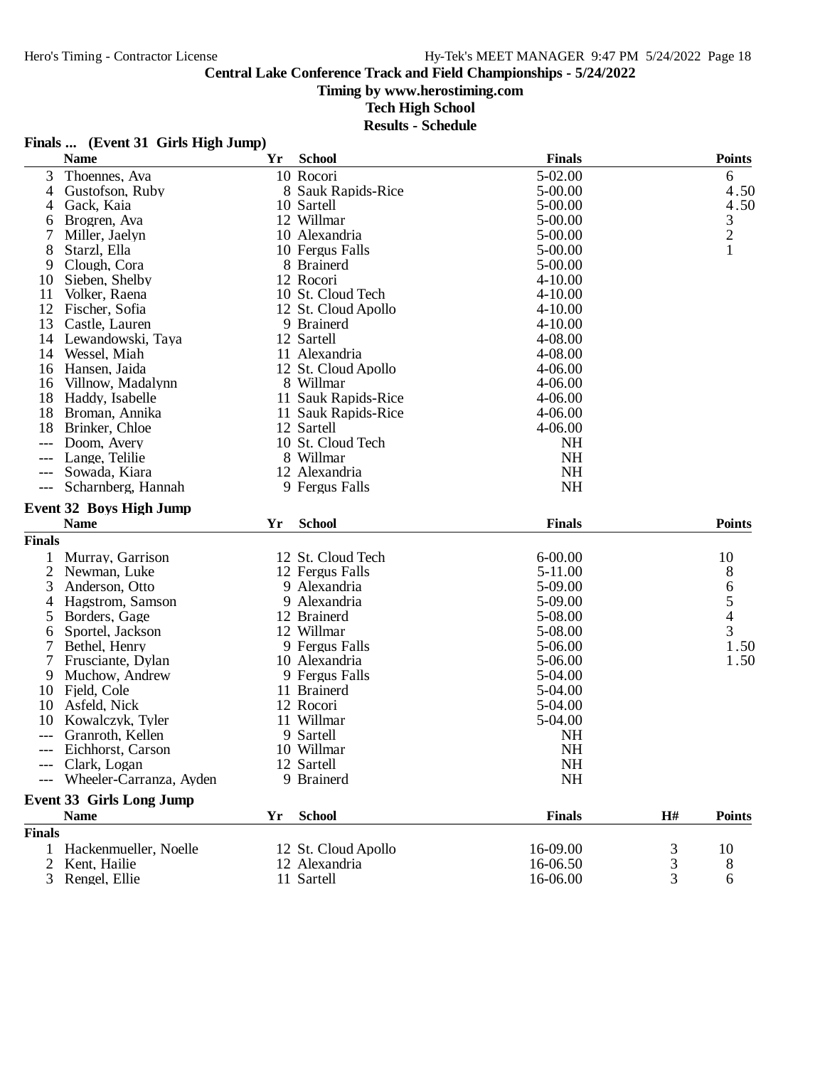**Central Lake Conference Track and Field Championships - 5/24/2022**

**Timing by www.herostiming.com**

**Tech High School**

**Results - Schedule**

### Finals ... (Event 31 Girls High Jump)

| | Name | Yr | School | Finals | Points |
|---|---|---|---|---|---|
| 3 | Thoennes, Ava | 10 | Rocori | 5-02.00 | 6 |
| 4 | Gustofson, Ruby | 8 | Sauk Rapids-Rice | 5-00.00 | 4.50 |
| 4 | Gack, Kaia | 10 | Sartell | 5-00.00 | 4.50 |
| 6 | Brogren, Ava | 12 | Willmar | 5-00.00 | 3 |
| 7 | Miller, Jaelyn | 10 | Alexandria | 5-00.00 | 2 |
| 8 | Starzl, Ella | 10 | Fergus Falls | 5-00.00 | 1 |
| 9 | Clough, Cora | 8 | Brainerd | 5-00.00 | |
| 10 | Sieben, Shelby | 12 | Rocori | 4-10.00 | |
| 11 | Volker, Raena | 10 | St. Cloud Tech | 4-10.00 | |
| 12 | Fischer, Sofia | 12 | St. Cloud Apollo | 4-10.00 | |
| 13 | Castle, Lauren | 9 | Brainerd | 4-10.00 | |
| 14 | Lewandowski, Taya | 12 | Sartell | 4-08.00 | |
| 14 | Wessel, Miah | 11 | Alexandria | 4-08.00 | |
| 16 | Hansen, Jaida | 12 | St. Cloud Apollo | 4-06.00 | |
| 16 | Villnow, Madalynn | 8 | Willmar | 4-06.00 | |
| 18 | Haddy, Isabelle | 11 | Sauk Rapids-Rice | 4-06.00 | |
| 18 | Broman, Annika | 11 | Sauk Rapids-Rice | 4-06.00 | |
| 18 | Brinker, Chloe | 12 | Sartell | 4-06.00 | |
| --- | Doom, Avery | 10 | St. Cloud Tech | NH | |
| --- | Lange, Telilie | 8 | Willmar | NH | |
| --- | Sowada, Kiara | 12 | Alexandria | NH | |
| --- | Scharnberg, Hannah | 9 | Fergus Falls | NH | |

### Event 32 Boys High Jump

**Finals**

| | Name | Yr | School | Finals | Points |
|---|---|---|---|---|---|
| 1 | Murray, Garrison | 12 | St. Cloud Tech | 6-00.00 | 10 |
| 2 | Newman, Luke | 12 | Fergus Falls | 5-11.00 | 8 |
| 3 | Anderson, Otto | 9 | Alexandria | 5-09.00 | 6 |
| 4 | Hagstrom, Samson | 9 | Alexandria | 5-09.00 | 5 |
| 5 | Borders, Gage | 12 | Brainerd | 5-08.00 | 4 |
| 6 | Sportel, Jackson | 12 | Willmar | 5-08.00 | 3 |
| 7 | Bethel, Henry | 9 | Fergus Falls | 5-06.00 | 1.50 |
| 7 | Frusciante, Dylan | 10 | Alexandria | 5-06.00 | 1.50 |
| 9 | Muchow, Andrew | 9 | Fergus Falls | 5-04.00 | |
| 10 | Fjeld, Cole | 11 | Brainerd | 5-04.00 | |
| 10 | Asfeld, Nick | 12 | Rocori | 5-04.00 | |
| 10 | Kowalczyk, Tyler | 11 | Willmar | 5-04.00 | |
| --- | Granroth, Kellen | 9 | Sartell | NH | |
| --- | Eichhorst, Carson | 10 | Willmar | NH | |
| --- | Clark, Logan | 12 | Sartell | NH | |
| --- | Wheeler-Carranza, Ayden | 9 | Brainerd | NH | |

### Event 33 Girls Long Jump

**Finals**

| | Name | Yr | School | Finals | H# | Points |
|---|---|---|---|---|---|---|
| 1 | Hackenmueller, Noelle | 12 | St. Cloud Apollo | 16-09.00 | 3 | 10 |
| 2 | Kent, Hailie | 12 | Alexandria | 16-06.50 | 3 | 8 |
| 3 | Rengel, Ellie | 11 | Sartell | 16-06.00 | 3 | 6 |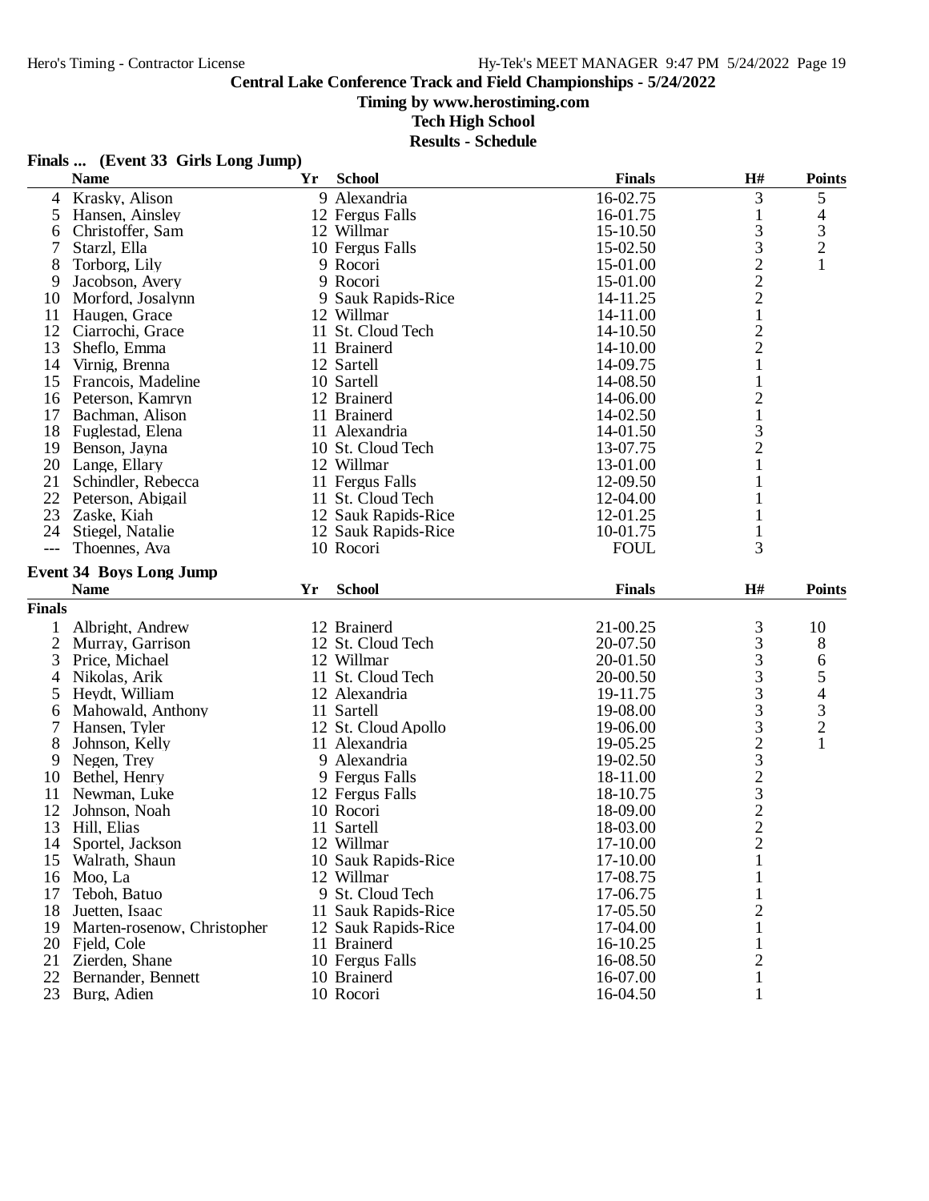# Central Lake Conference Track and Field Championships - 5/24/2022

**Timing by www.herostiming.com**

**Tech High School**

**Results - Schedule**

## Finals ... (Event 33 Girls Long Jump)

| | Name | Yr | School | Finals | H# | Points |
|---|---|---|---|---|---|---|
| 4 | Krasky, Alison | 9 | Alexandria | 16-02.75 | 3 | 5 |
| 5 | Hansen, Ainsley | 12 | Fergus Falls | 16-01.75 | 1 | 4 |
| 6 | Christoffer, Sam | 12 | Willmar | 15-10.50 | 3 | 3 |
| 7 | Starzl, Ella | 10 | Fergus Falls | 15-02.50 | 3 | 2 |
| 8 | Torborg, Lily | 9 | Rocori | 15-01.00 | 2 | 1 |
| 9 | Jacobson, Avery | 9 | Rocori | 15-01.00 | 2 | |
| 10 | Morford, Josalynn | 9 | Sauk Rapids-Rice | 14-11.25 | 2 | |
| 11 | Haugen, Grace | 12 | Willmar | 14-11.00 | 1 | |
| 12 | Ciarrochi, Grace | 11 | St. Cloud Tech | 14-10.50 | 2 | |
| 13 | Sheflo, Emma | 11 | Brainerd | 14-10.00 | 2 | |
| 14 | Virnig, Brenna | 12 | Sartell | 14-09.75 | 1 | |
| 15 | Francois, Madeline | 10 | Sartell | 14-08.50 | 1 | |
| 16 | Peterson, Kamryn | 12 | Brainerd | 14-06.00 | 2 | |
| 17 | Bachman, Alison | 11 | Brainerd | 14-02.50 | 1 | |
| 18 | Fuglestad, Elena | 11 | Alexandria | 14-01.50 | 3 | |
| 19 | Benson, Jayna | 10 | St. Cloud Tech | 13-07.75 | 2 | |
| 20 | Lange, Ellary | 12 | Willmar | 13-01.00 | 1 | |
| 21 | Schindler, Rebecca | 11 | Fergus Falls | 12-09.50 | 1 | |
| 22 | Peterson, Abigail | 11 | St. Cloud Tech | 12-04.00 | 1 | |
| 23 | Zaske, Kiah | 12 | Sauk Rapids-Rice | 12-01.25 | 1 | |
| 24 | Stiegel, Natalie | 12 | Sauk Rapids-Rice | 10-01.75 | 1 | |
| --- | Thoennes, Ava | 10 | Rocori | FOUL | 3 | |

## Event 34 Boys Long Jump

| | Name | Yr | School | Finals | H# | Points |
|---|---|---|---|---|---|---|
| **Finals** | | | | | | |
| 1 | Albright, Andrew | 12 | Brainerd | 21-00.25 | 3 | 10 |
| 2 | Murray, Garrison | 12 | St. Cloud Tech | 20-07.50 | 3 | 8 |
| 3 | Price, Michael | 12 | Willmar | 20-01.50 | 3 | 6 |
| 4 | Nikolas, Arik | 11 | St. Cloud Tech | 20-00.50 | 3 | 5 |
| 5 | Heydt, William | 12 | Alexandria | 19-11.75 | 3 | 4 |
| 6 | Mahowald, Anthony | 11 | Sartell | 19-08.00 | 3 | 3 |
| 7 | Hansen, Tyler | 12 | St. Cloud Apollo | 19-06.00 | 3 | 2 |
| 8 | Johnson, Kelly | 11 | Alexandria | 19-05.25 | 2 | 1 |
| 9 | Negen, Trey | 9 | Alexandria | 19-02.50 | 3 | |
| 10 | Bethel, Henry | 9 | Fergus Falls | 18-11.00 | 2 | |
| 11 | Newman, Luke | 12 | Fergus Falls | 18-10.75 | 3 | |
| 12 | Johnson, Noah | 10 | Rocori | 18-09.00 | 2 | |
| 13 | Hill, Elias | 11 | Sartell | 18-03.00 | 2 | |
| 14 | Sportel, Jackson | 12 | Willmar | 17-10.00 | 2 | |
| 15 | Walrath, Shaun | 10 | Sauk Rapids-Rice | 17-10.00 | 1 | |
| 16 | Moo, La | 12 | Willmar | 17-08.75 | 1 | |
| 17 | Teboh, Batuo | 9 | St. Cloud Tech | 17-06.75 | 1 | |
| 18 | Juetten, Isaac | 11 | Sauk Rapids-Rice | 17-05.50 | 2 | |
| 19 | Marten-rosenow, Christopher | 12 | Sauk Rapids-Rice | 17-04.00 | 1 | |
| 20 | Fjeld, Cole | 11 | Brainerd | 16-10.25 | 1 | |
| 21 | Zierden, Shane | 10 | Fergus Falls | 16-08.50 | 2 | |
| 22 | Bernander, Bennett | 10 | Brainerd | 16-07.00 | 1 | |
| 23 | Burg, Adien | 10 | Rocori | 16-04.50 | 1 | |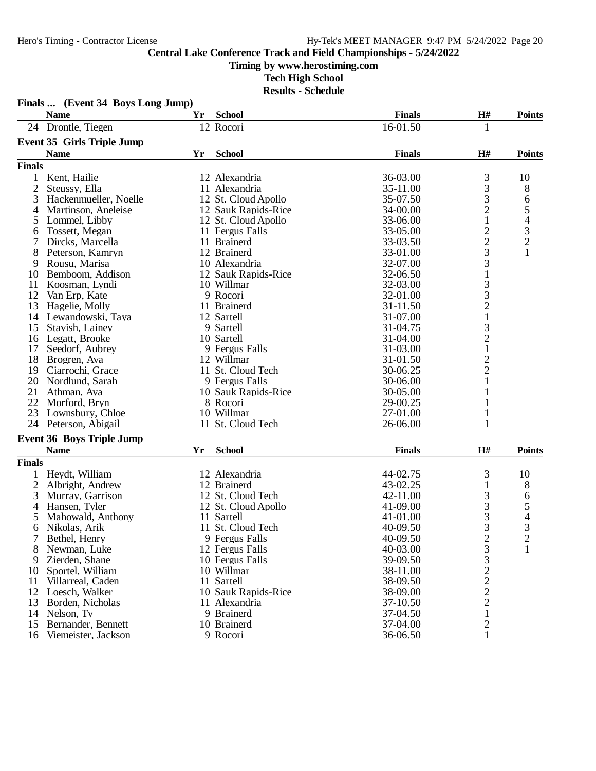## Central Lake Conference Track and Field Championships - 5/24/2022

**Timing by www.herostiming.com**

**Tech High School**

**Results - Schedule**

### Finals ... (Event 34 Boys Long Jump)

| | Name | Yr | School | Finals | H# | Points |
|---|---|---|---|---|---|---|
| 24 | Drontle, Tiegen | 12 | Rocori | 16-01.50 | 1 | |

### Event 35 Girls Triple Jump

| | Name | Yr | School | Finals | H# | Points |
|---|---|---|---|---|---|---|
| **Finals** | | | | | | |
| 1 | Kent, Hailie | 12 | Alexandria | 36-03.00 | 3 | 10 |
| 2 | Steussy, Ella | 11 | Alexandria | 35-11.00 | 3 | 8 |
| 3 | Hackenmueller, Noelle | 12 | St. Cloud Apollo | 35-07.50 | 3 | 6 |
| 4 | Martinson, Aneleise | 12 | Sauk Rapids-Rice | 34-00.00 | 2 | 5 |
| 5 | Lommel, Libby | 12 | St. Cloud Apollo | 33-06.00 | 1 | 4 |
| 6 | Tossett, Megan | 11 | Fergus Falls | 33-05.00 | 2 | 3 |
| 7 | Dircks, Marcella | 11 | Brainerd | 33-03.50 | 2 | 2 |
| 8 | Peterson, Kamryn | 12 | Brainerd | 33-01.00 | 3 | 1 |
| 9 | Rousu, Marisa | 10 | Alexandria | 32-07.00 | 3 | |
| 10 | Bemboom, Addison | 12 | Sauk Rapids-Rice | 32-06.50 | 1 | |
| 11 | Koosman, Lyndi | 10 | Willmar | 32-03.00 | 3 | |
| 12 | Van Erp, Kate | 9 | Rocori | 32-01.00 | 3 | |
| 13 | Hagelie, Molly | 11 | Brainerd | 31-11.50 | 2 | |
| 14 | Lewandowski, Taya | 12 | Sartell | 31-07.00 | 1 | |
| 15 | Stavish, Lainey | 9 | Sartell | 31-04.75 | 3 | |
| 16 | Legatt, Brooke | 10 | Sartell | 31-04.00 | 2 | |
| 17 | Seedorf, Aubrey | 9 | Fergus Falls | 31-03.00 | 1 | |
| 18 | Brogren, Ava | 12 | Willmar | 31-01.50 | 2 | |
| 19 | Ciarrochi, Grace | 11 | St. Cloud Tech | 30-06.25 | 2 | |
| 20 | Nordlund, Sarah | 9 | Fergus Falls | 30-06.00 | 1 | |
| 21 | Athman, Ava | 10 | Sauk Rapids-Rice | 30-05.00 | 1 | |
| 22 | Morford, Bryn | 8 | Rocori | 29-00.25 | 1 | |
| 23 | Lownsbury, Chloe | 10 | Willmar | 27-01.00 | 1 | |
| 24 | Peterson, Abigail | 11 | St. Cloud Tech | 26-06.00 | 1 | |

### Event 36 Boys Triple Jump

| | Name | Yr | School | Finals | H# | Points |
|---|---|---|---|---|---|---|
| **Finals** | | | | | | |
| 1 | Heydt, William | 12 | Alexandria | 44-02.75 | 3 | 10 |
| 2 | Albright, Andrew | 12 | Brainerd | 43-02.25 | 1 | 8 |
| 3 | Murray, Garrison | 12 | St. Cloud Tech | 42-11.00 | 3 | 6 |
| 4 | Hansen, Tyler | 12 | St. Cloud Apollo | 41-09.00 | 3 | 5 |
| 5 | Mahowald, Anthony | 11 | Sartell | 41-01.00 | 3 | 4 |
| 6 | Nikolas, Arik | 11 | St. Cloud Tech | 40-09.50 | 3 | 3 |
| 7 | Bethel, Henry | 9 | Fergus Falls | 40-09.50 | 2 | 2 |
| 8 | Newman, Luke | 12 | Fergus Falls | 40-03.00 | 3 | 1 |
| 9 | Zierden, Shane | 10 | Fergus Falls | 39-09.50 | 3 | |
| 10 | Sportel, William | 10 | Willmar | 38-11.00 | 2 | |
| 11 | Villarreal, Caden | 11 | Sartell | 38-09.50 | 2 | |
| 12 | Loesch, Walker | 10 | Sauk Rapids-Rice | 38-09.00 | 2 | |
| 13 | Borden, Nicholas | 11 | Alexandria | 37-10.50 | 2 | |
| 14 | Nelson, Ty | 9 | Brainerd | 37-04.50 | 1 | |
| 15 | Bernander, Bennett | 10 | Brainerd | 37-04.00 | 2 | |
| 16 | Viemeister, Jackson | 9 | Rocori | 36-06.50 | 1 | |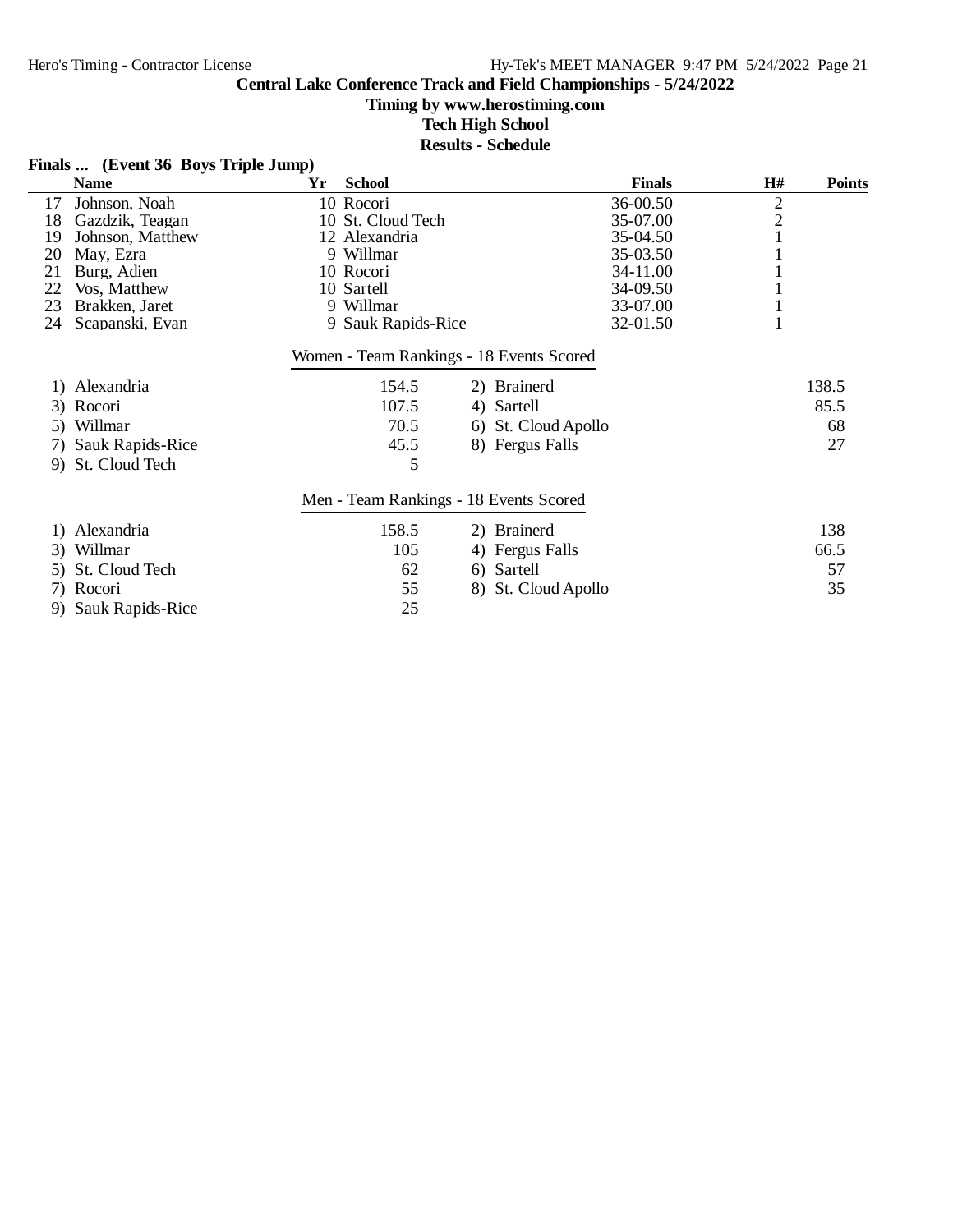## Finals ... (Event 36 Boys Triple Jump)

| | Name | Yr | School | Finals | H# | Points |
|---|---|---|---|---|---|---|
| 17 | Johnson, Noah | 10 | Rocori | 36-00.50 | 2 | |
| 18 | Gazdzik, Teagan | 10 | St. Cloud Tech | 35-07.00 | 2 | |
| 19 | Johnson, Matthew | 12 | Alexandria | 35-04.50 | 1 | |
| 20 | May, Ezra | 9 | Willmar | 35-03.50 | 1 | |
| 21 | Burg, Adien | 10 | Rocori | 34-11.00 | 1 | |
| 22 | Vos, Matthew | 10 | Sartell | 34-09.50 | 1 | |
| 23 | Brakken, Jaret | 9 | Willmar | 33-07.00 | 1 | |
| 24 | Scapanski, Evan | 9 | Sauk Rapids-Rice | 32-01.50 | 1 | |

### Women - Team Rankings - 18 Events Scored

| | | | | | |
|---|---|---|---|---|---|
| 1) | Alexandria | 154.5 | 2) | Brainerd | 138.5 |
| 3) | Rocori | 107.5 | 4) | Sartell | 85.5 |
| 5) | Willmar | 70.5 | 6) | St. Cloud Apollo | 68 |
| 7) | Sauk Rapids-Rice | 45.5 | 8) | Fergus Falls | 27 |
| 9) | St. Cloud Tech | 5 | | | |

### Men - Team Rankings - 18 Events Scored

| | | | | | |
|---|---|---|---|---|---|
| 1) | Alexandria | 158.5 | 2) | Brainerd | 138 |
| 3) | Willmar | 105 | 4) | Fergus Falls | 66.5 |
| 5) | St. Cloud Tech | 62 | 6) | Sartell | 57 |
| 7) | Rocori | 55 | 8) | St. Cloud Apollo | 35 |
| 9) | Sauk Rapids-Rice | 25 | | | |